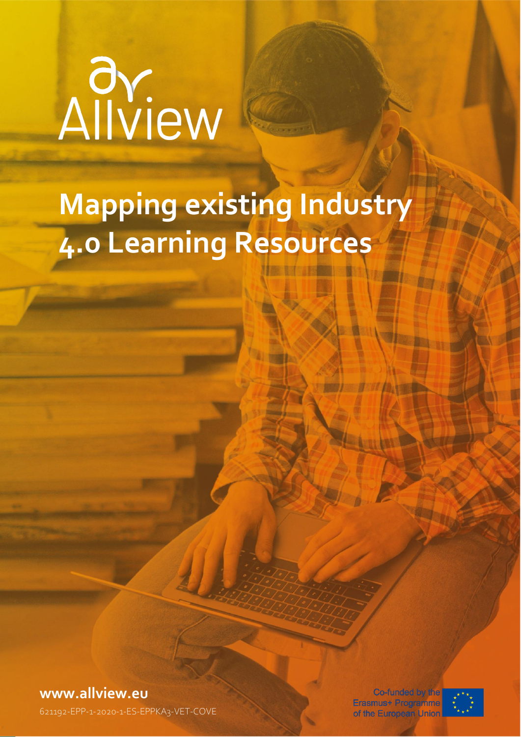Allview

# Mapping existing Industry 4.0 Learning Resources

**www.allview.eu**

621192-EPP-1-2020-1-ES-EPPKA3-VET-COVE

Co-funded by the Erasmus+ Programme of the European Union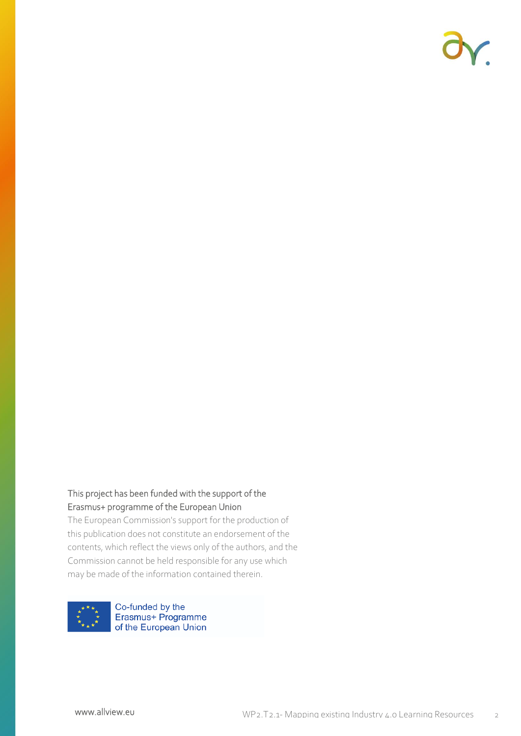This project has been funded with the support of the Erasmus+ programme of the European Union

The European Commission's support for the production of this publication does not constitute an endorsement of the contents, which reflect the views only of the authors, and the Commission cannot be held responsible for any use which may be made of the information contained therein.

Co-funded by the Erasmus+ Programme of the European Union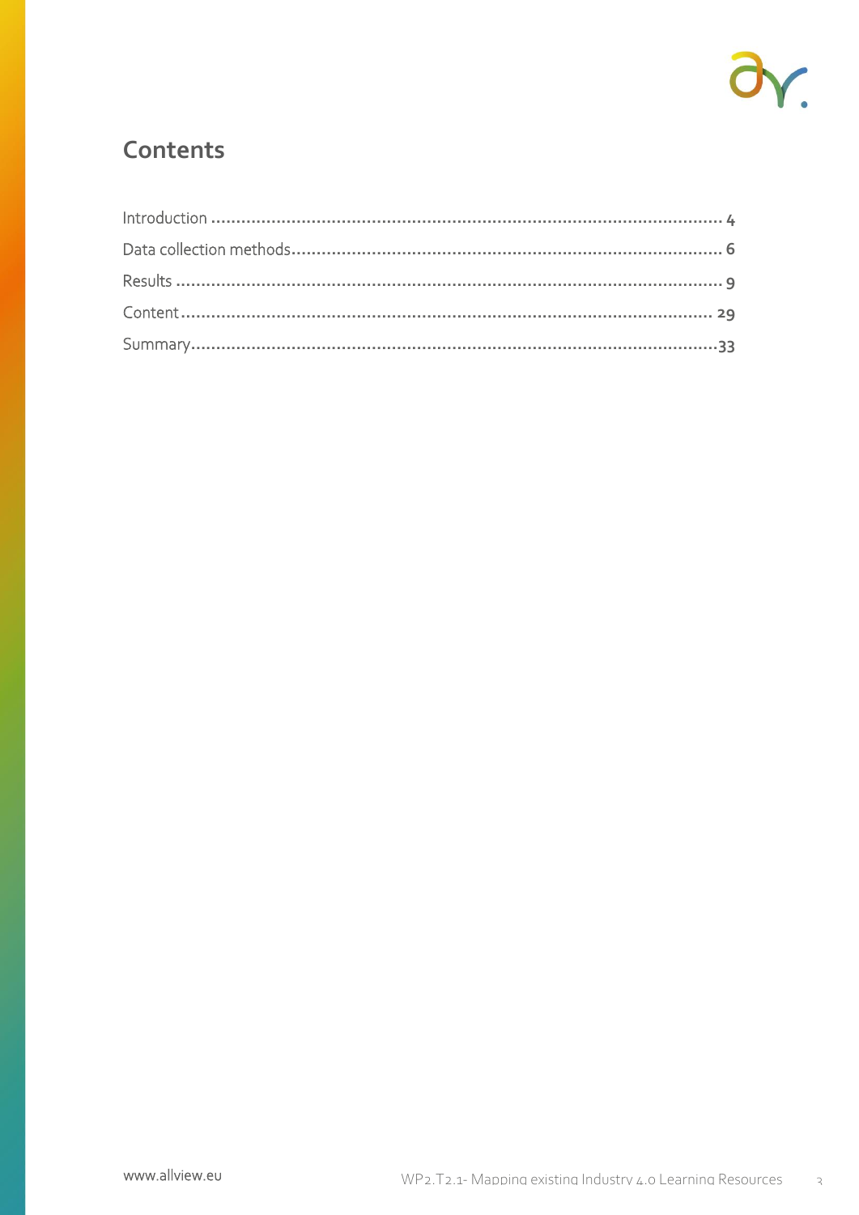## Contents

Introduction ........................................................................................................ 4

Data collection methods........................................................................................ 6

Results ................................................................................................................ 9

Content ............................................................................................................. 29

Summary............................................................................................................33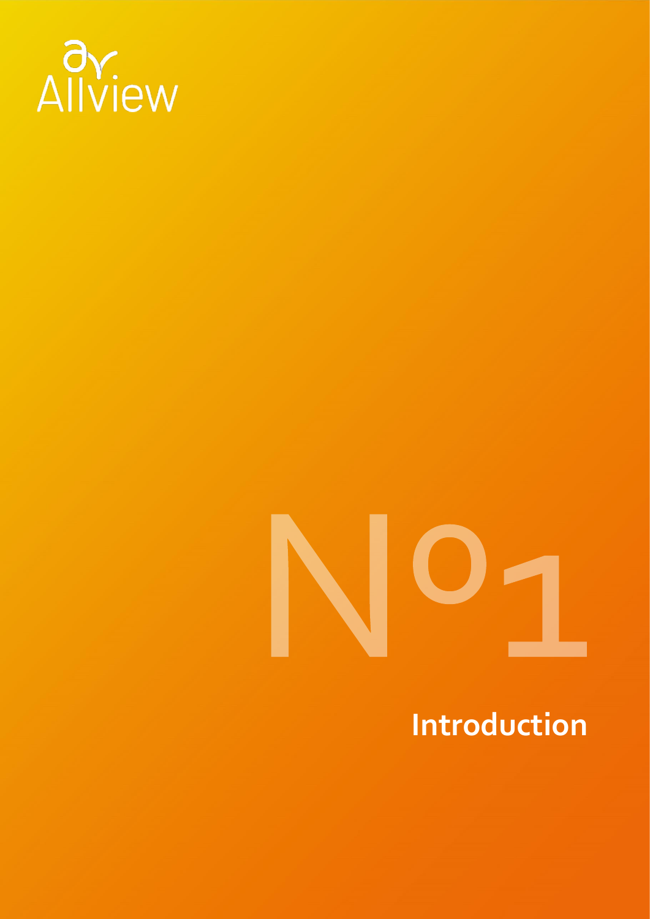Allview

Nº1

# Introduction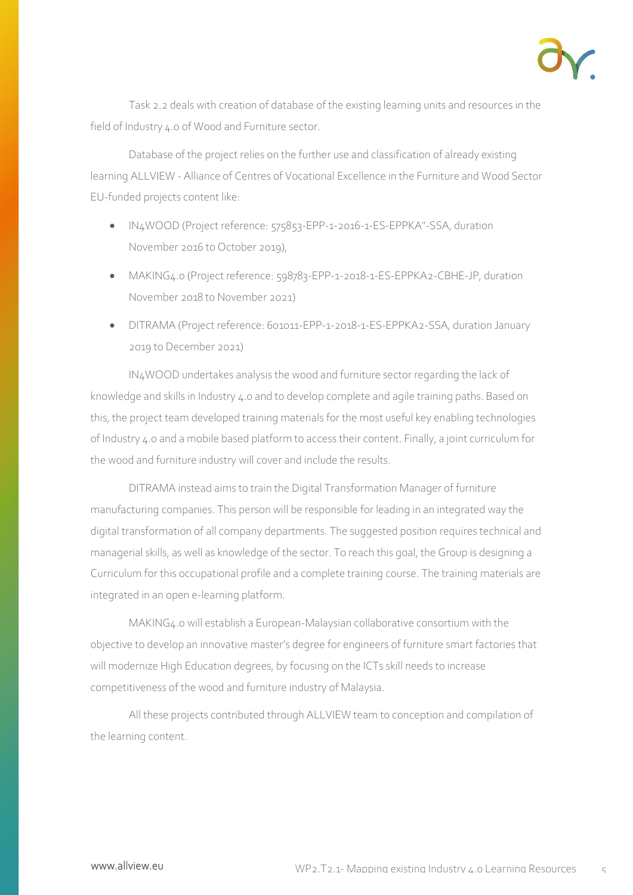Task 2.2 deals with creation of database of the existing learning units and resources in the field of Industry 4.0 of Wood and Furniture sector.

Database of the project relies on the further use and classification of already existing learning ALLVIEW - Alliance of Centres of Vocational Excellence in the Furniture and Wood Sector EU-funded projects content like:

- IN4WOOD (Project reference: 575853-EPP-1-2016-1-ES-EPPKA"-SSA, duration November 2016 to October 2019),
- MAKING4.0 (Project reference: 598783-EPP-1-2018-1-ES-EPPKA2-CBHE-JP, duration November 2018 to November 2021)
- DITRAMA (Project reference: 601011-EPP-1-2018-1-ES-EPPKA2-SSA, duration January 2019 to December 2021)

IN4WOOD undertakes analysis the wood and furniture sector regarding the lack of knowledge and skills in Industry 4.0 and to develop complete and agile training paths. Based on this, the project team developed training materials for the most useful key enabling technologies of Industry 4.0 and a mobile based platform to access their content. Finally, a joint curriculum for the wood and furniture industry will cover and include the results.

DITRAMA instead aims to train the Digital Transformation Manager of furniture manufacturing companies. This person will be responsible for leading in an integrated way the digital transformation of all company departments. The suggested position requires technical and managerial skills, as well as knowledge of the sector. To reach this goal, the Group is designing a Curriculum for this occupational profile and a complete training course. The training materials are integrated in an open e-learning platform.

MAKING4.0 will establish a European-Malaysian collaborative consortium with the objective to develop an innovative master's degree for engineers of furniture smart factories that will modernize High Education degrees, by focusing on the ICTs skill needs to increase competitiveness of the wood and furniture industry of Malaysia.

All these projects contributed through ALLVIEW team to conception and compilation of the learning content.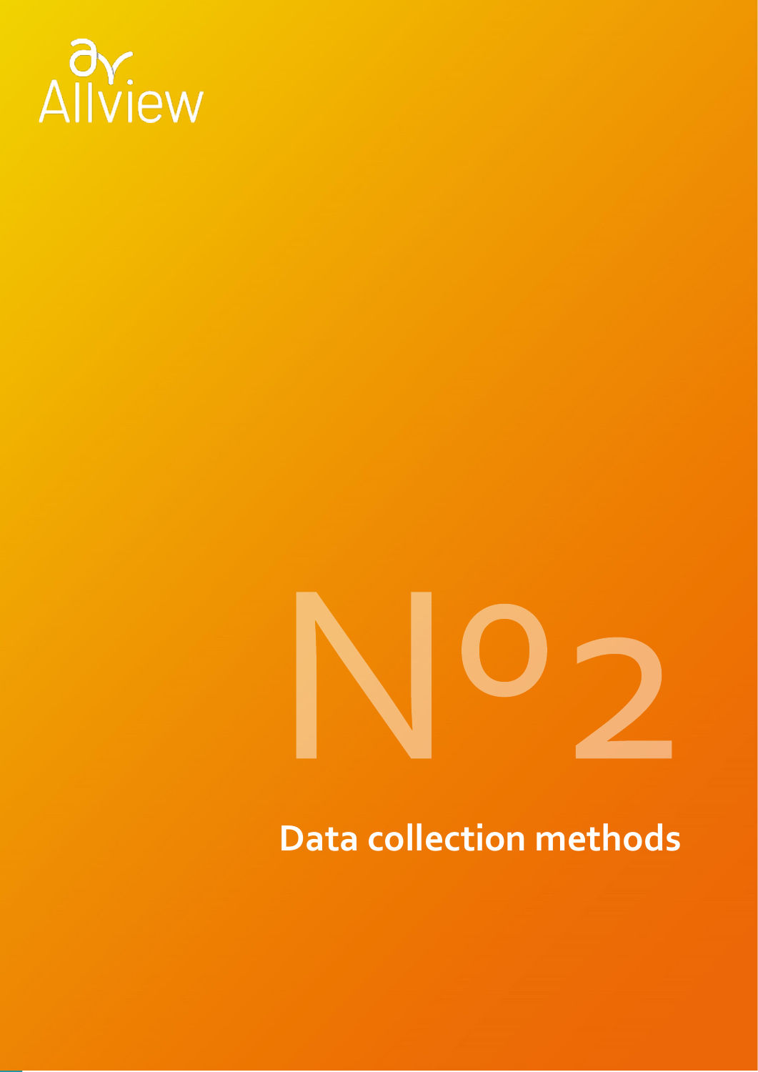Allview

# Nº2

## Data collection methods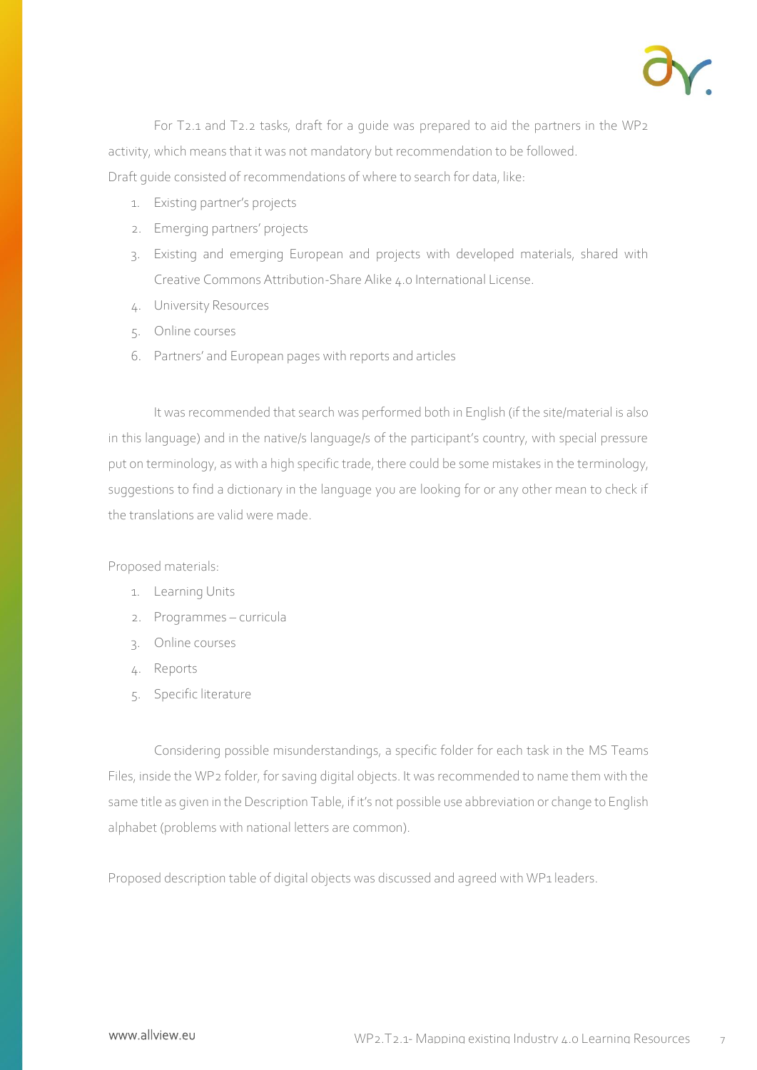For T2.1 and T2.2 tasks, draft for a guide was prepared to aid the partners in the WP2 activity, which means that it was not mandatory but recommendation to be followed.

Draft guide consisted of recommendations of where to search for data, like:

1. Existing partner's projects
2. Emerging partners' projects
3. Existing and emerging European and projects with developed materials, shared with Creative Commons Attribution-Share Alike 4.0 International License.
4. University Resources
5. Online courses
6. Partners' and European pages with reports and articles

It was recommended that search was performed both in English (if the site/material is also in this language) and in the native/s language/s of the participant's country, with special pressure put on terminology, as with a high specific trade, there could be some mistakes in the terminology, suggestions to find a dictionary in the language you are looking for or any other mean to check if the translations are valid were made.

Proposed materials:

1. Learning Units
2. Programmes – curricula
3. Online courses
4. Reports
5. Specific literature

Considering possible misunderstandings, a specific folder for each task in the MS Teams Files, inside the WP2 folder, for saving digital objects. It was recommended to name them with the same title as given in the Description Table, if it's not possible use abbreviation or change to English alphabet (problems with national letters are common).

Proposed description table of digital objects was discussed and agreed with WP1 leaders.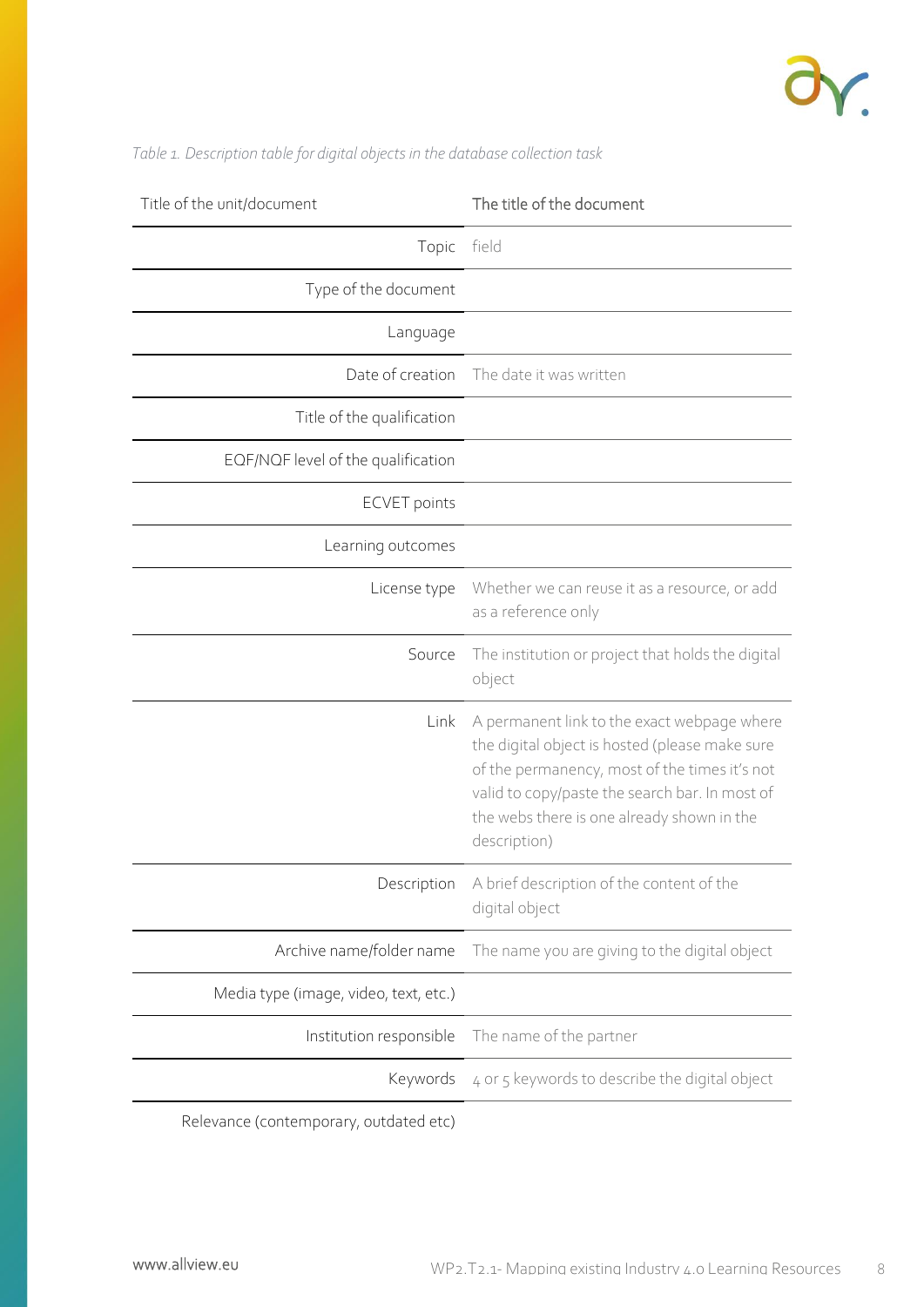*Table 1. Description table for digital objects in the database collection task*

| Title of the unit/document | The title of the document |
|---|---|
| Topic | field |
| Type of the document | |
| Language | |
| Date of creation | The date it was written |
| Title of the qualification | |
| EQF/NQF level of the qualification | |
| ECVET points | |
| Learning outcomes | |
| License type | Whether we can reuse it as a resource, or add as a reference only |
| Source | The institution or project that holds the digital object |
| Link | A permanent link to the exact webpage where the digital object is hosted (please make sure of the permanency, most of the times it's not valid to copy/paste the search bar. In most of the webs there is one already shown in the description) |
| Description | A brief description of the content of the digital object |
| Archive name/folder name | The name you are giving to the digital object |
| Media type (image, video, text, etc.) | |
| Institution responsible | The name of the partner |
| Keywords | 4 or 5 keywords to describe the digital object |
| Relevance (contemporary, outdated etc) | |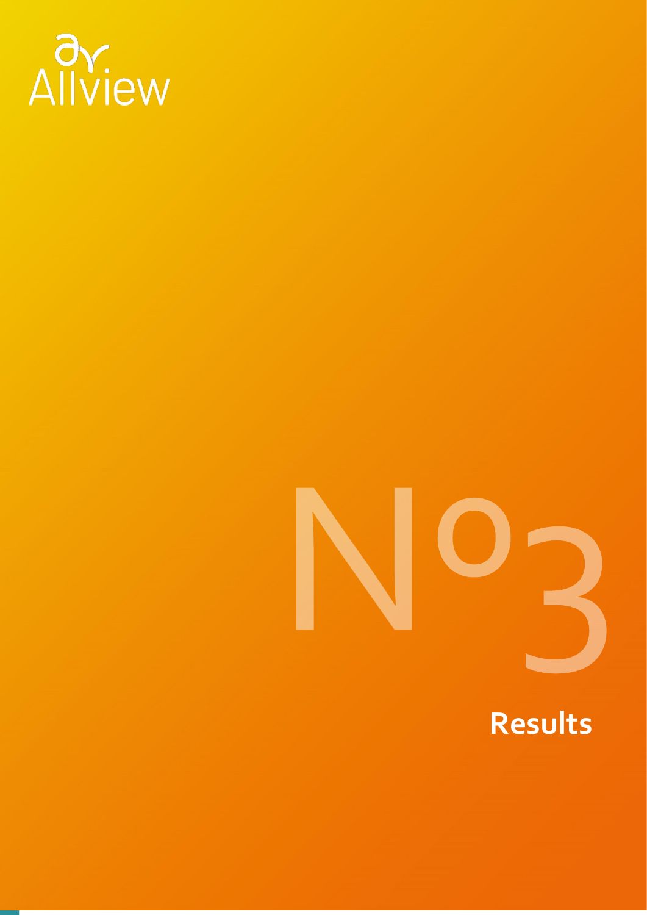Allview

# Nº3

## Results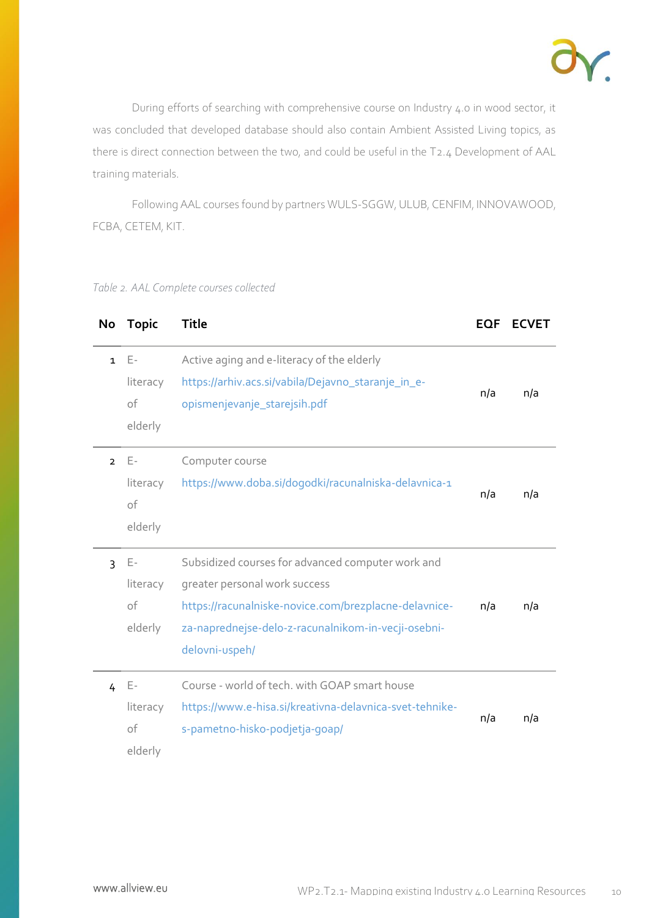During efforts of searching with comprehensive course on Industry 4.0 in wood sector, it was concluded that developed database should also contain Ambient Assisted Living topics, as there is direct connection between the two, and could be useful in the T2.4 Development of AAL training materials.

Following AAL courses found by partners WULS-SGGW, ULUB, CENFIM, INNOVAWOOD, FCBA, CETEM, KIT.

*Table 2. AAL Complete courses collected*

| No | Topic | Title | EQF | ECVET |
|---|---|---|---|---|
| 1 | E-literacy of elderly | Active aging and e-literacy of the elderly https://arhiv.acs.si/vabila/Dejavno_staranje_in_e-opismenjevanje_starejsih.pdf | n/a | n/a |
| 2 | E-literacy of elderly | Computer course https://www.doba.si/dogodki/racunalniska-delavnica-1 | n/a | n/a |
| 3 | E-literacy of elderly | Subsidized courses for advanced computer work and greater personal work success https://racunalniske-novice.com/brezplacne-delavnice-za-naprednejse-delo-z-racunalnikom-in-vecji-osebni-delovni-uspeh/ | n/a | n/a |
| 4 | E-literacy of elderly | Course - world of tech. with GOAP smart house https://www.e-hisa.si/kreativna-delavnica-svet-tehnike-s-pametno-hisko-podjetja-goap/ | n/a | n/a |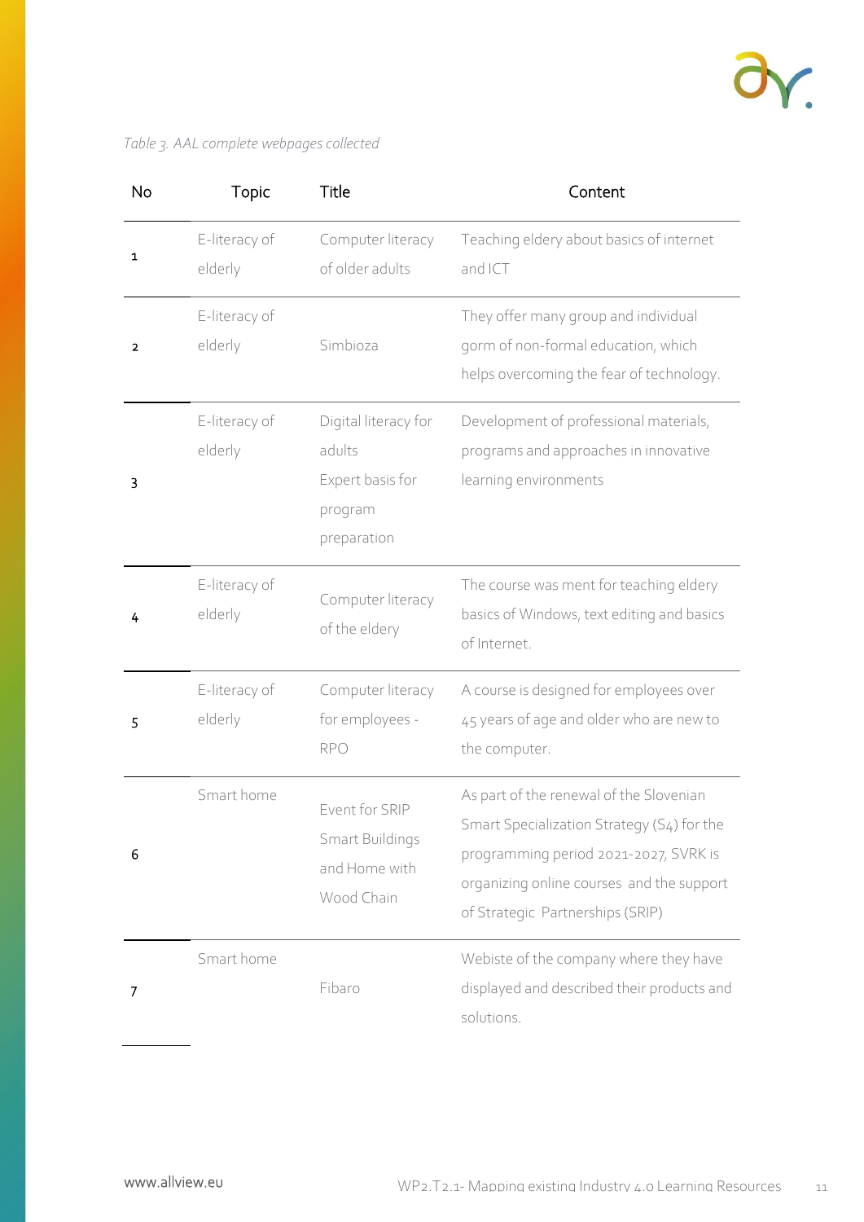*Table 3. AAL complete webpages collected*

| No | Topic | Title | Content |
|---|---|---|---|
| 1 | E-literacy of elderly | Computer literacy of older adults | Teaching eldery about basics of internet and ICT |
| 2 | E-literacy of elderly | Simbioza | They offer many group and individual gorm of non-formal education, which helps overcoming the fear of technology. |
| 3 | E-literacy of elderly | Digital literacy for adults Expert basis for program preparation | Development of professional materials, programs and approaches in innovative learning environments |
| 4 | E-literacy of elderly | Computer literacy of the eldery | The course was ment for teaching eldery basics of Windows, text editing and basics of Internet. |
| 5 | E-literacy of elderly | Computer literacy for employees - RPO | A course is designed for employees over 45 years of age and older who are new to the computer. |
| 6 | Smart home | Event for SRIP Smart Buildings and Home with Wood Chain | As part of the renewal of the Slovenian Smart Specialization Strategy (S4) for the programming period 2021-2027, SVRK is organizing online courses and the support of Strategic Partnerships (SRIP) |
| 7 | Smart home | Fibaro | Webiste of the company where they have displayed and described their products and solutions. |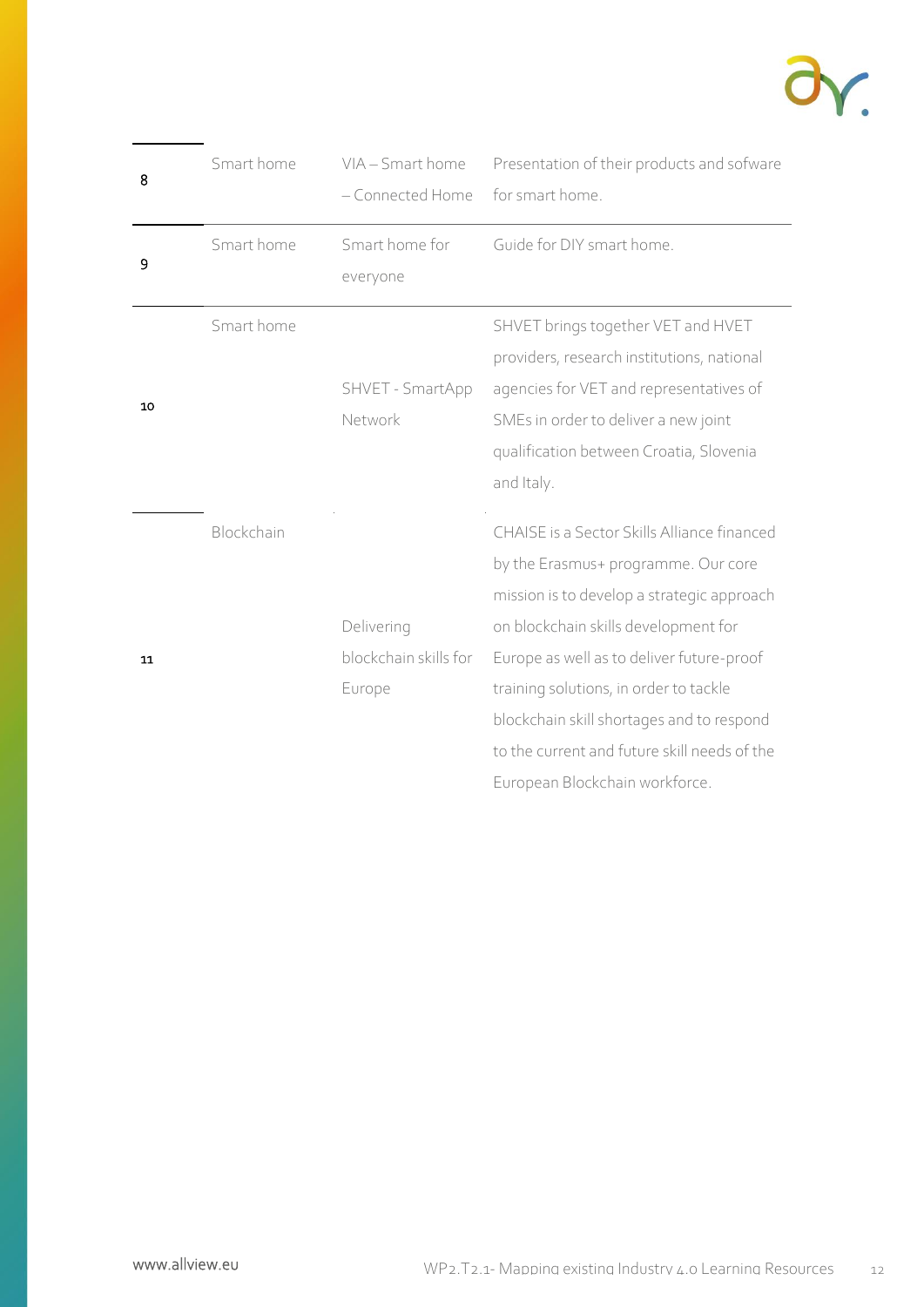| 8 | Smart home | VIA – Smart home – Connected Home | Presentation of their products and sofware for smart home. |
|---|---|---|---|
| 9 | Smart home | Smart home for everyone | Guide for DIY smart home. |
| 10 | Smart home | SHVET - SmartApp Network | SHVET brings together VET and HVET providers, research institutions, national agencies for VET and representatives of SMEs in order to deliver a new joint qualification between Croatia, Slovenia and Italy. |
| 11 | Blockchain | Delivering blockchain skills for Europe | CHAISE is a Sector Skills Alliance financed by the Erasmus+ programme. Our core mission is to develop a strategic approach on blockchain skills development for Europe as well as to deliver future-proof training solutions, in order to tackle blockchain skill shortages and to respond to the current and future skill needs of the European Blockchain workforce. |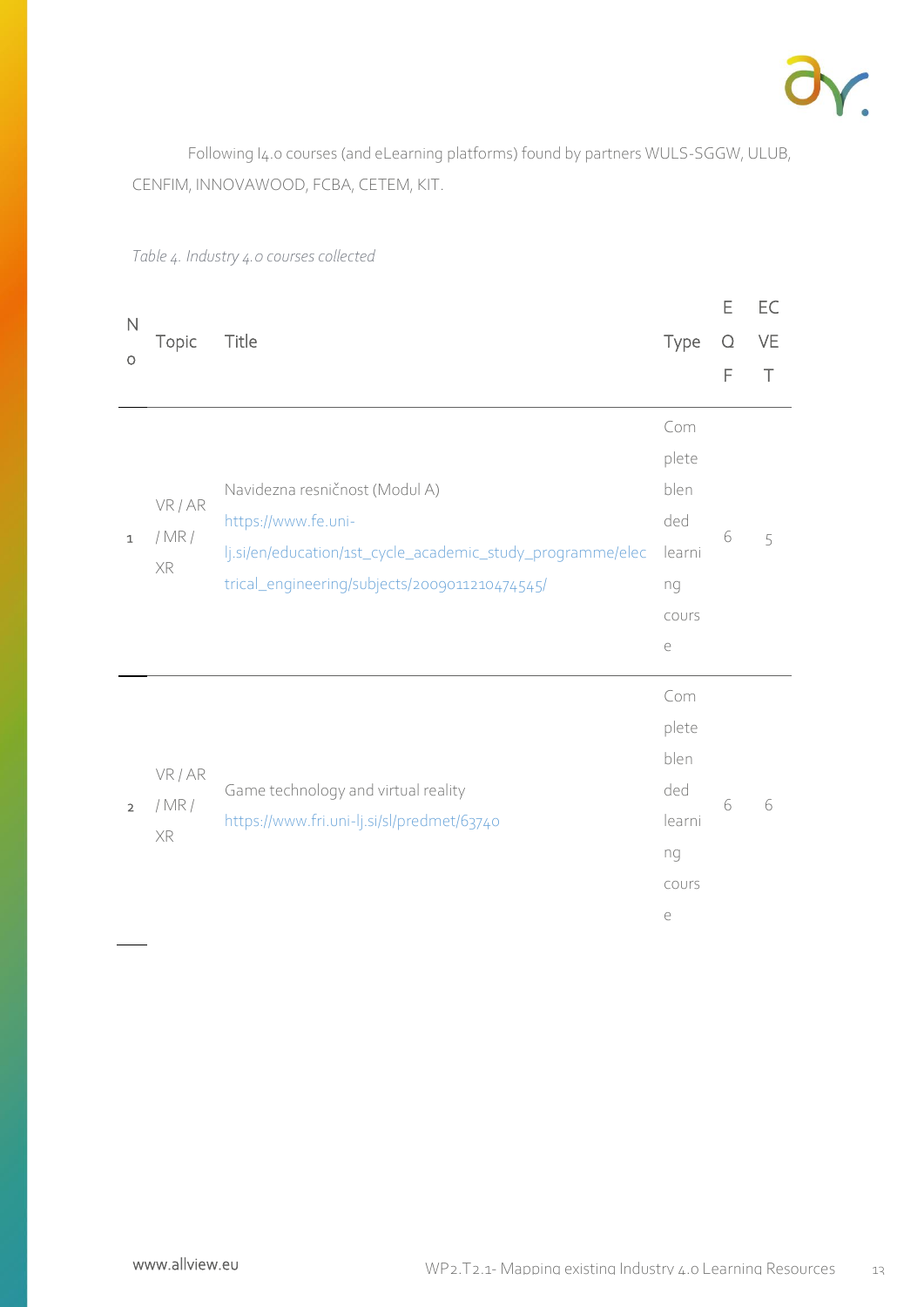Following I4.0 courses (and eLearning platforms) found by partners WULS-SGGW, ULUB, CENFIM, INNOVAWOOD, FCBA, CETEM, KIT.

*Table 4. Industry 4.0 courses collected*

| No | Topic | Title | Type | EQF | ECVET |
|---|---|---|---|---|---|
| 1 | VR / AR / MR / XR | Navidezna resničnost (Modul A) https://www.fe.uni-lj.si/en/education/1st_cycle_academic_study_programme/electrical_engineering/subjects/2009011210474545/ | Complete blended learning course | 6 | 5 |
| 2 | VR / AR / MR / XR | Game technology and virtual reality https://www.fri.uni-lj.si/sl/predmet/63740 | Complete blended learning course | 6 | 6 |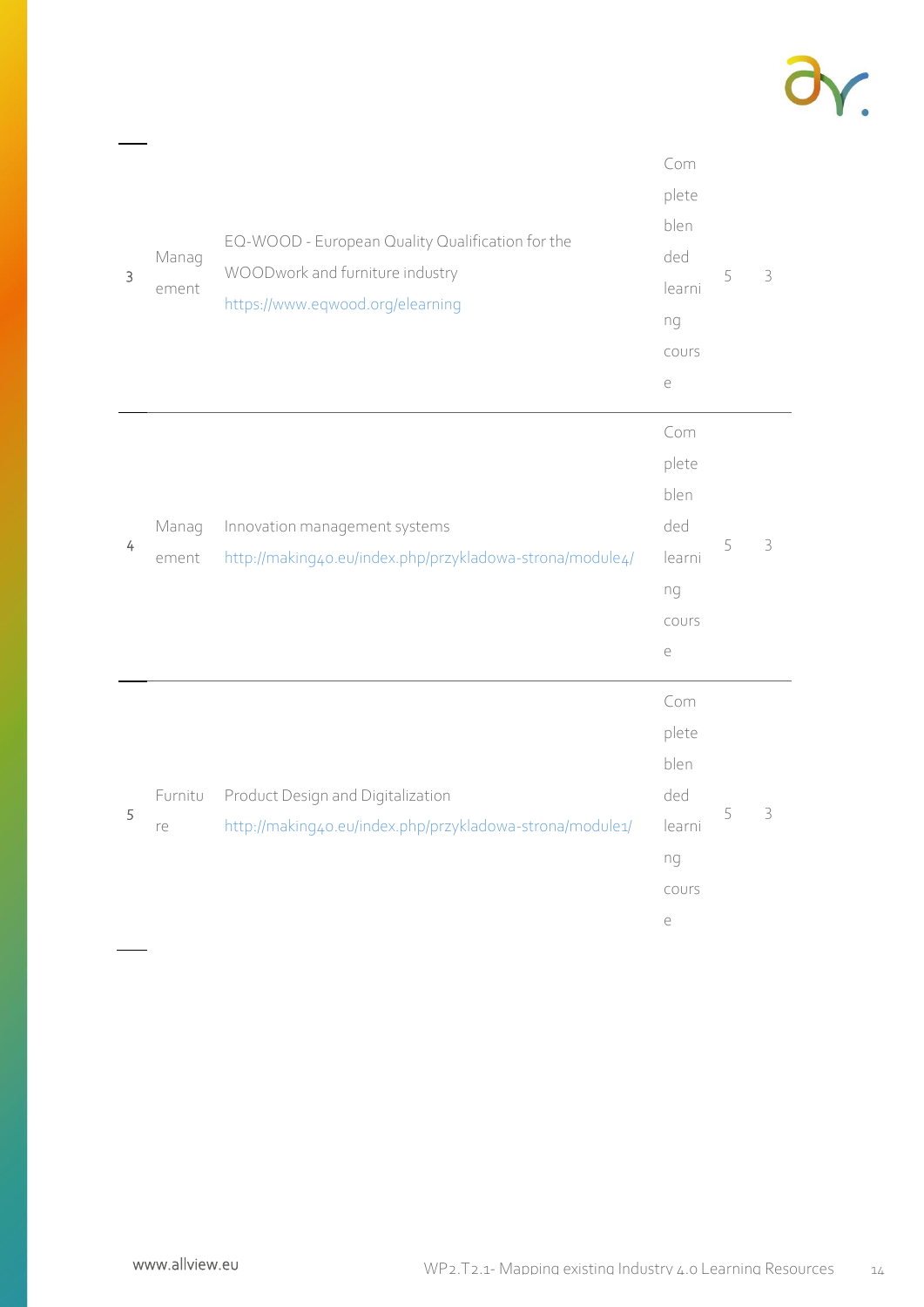| 3 | Management | EQ-WOOD - European Quality Qualification for the WOODwork and furniture industry https://www.eqwood.org/elearning | Complete blended learning course | 5 | 3 |
|---|---|---|---|---|---|
| 4 | Management | Innovation management systems http://making40.eu/index.php/przykladowa-strona/module4/ | Complete blended learning course | 5 | 3 |
| 5 | Furniture | Product Design and Digitalization http://making40.eu/index.php/przykladowa-strona/module1/ | Complete blended learning course | 5 | 3 |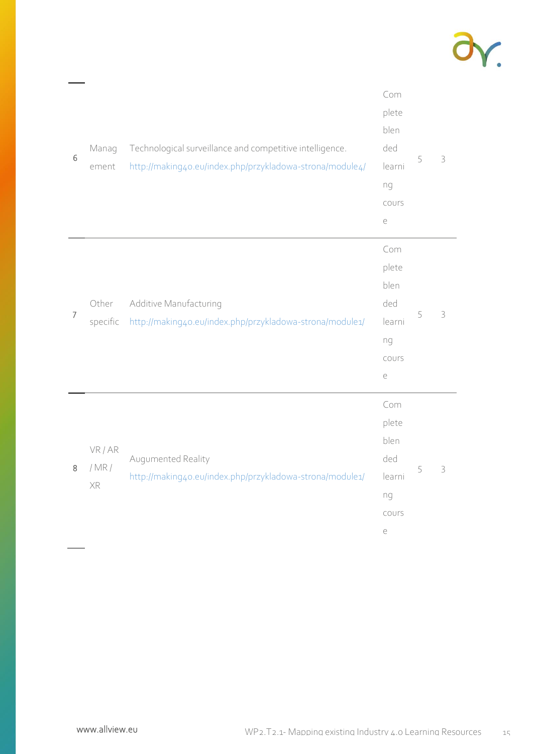| 6 | Management | Technological surveillance and competitive intelligence. http://making40.eu/index.php/przykladowa-strona/module4/ | Complete blended learning course | 5 | 3 |
|---|---|---|---|---|---|
| 7 | Other specific | Additive Manufacturing http://making40.eu/index.php/przykladowa-strona/module1/ | Complete blended learning course | 5 | 3 |
| 8 | VR / AR / MR / XR | Augumented Reality http://making40.eu/index.php/przykladowa-strona/module1/ | Complete blended learning course | 5 | 3 |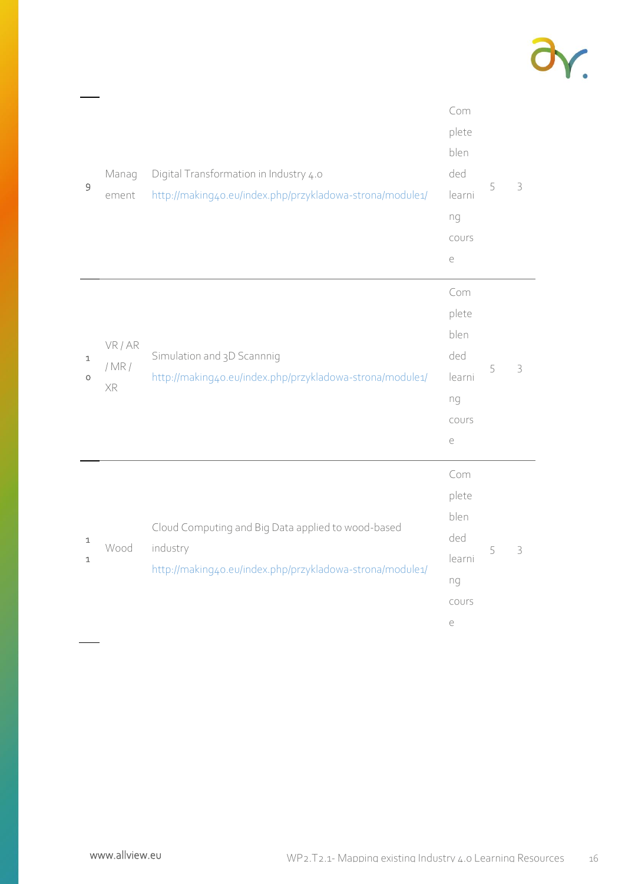| 9 | Management | Digital Transformation in Industry 4.0 http://making40.eu/index.php/przykladowa-strona/module1/ | Complete blended learning course | 5 | 3 |
|---|---|---|---|---|---|
| 10 | VR / AR / MR / XR | Simulation and 3D Scannnig http://making40.eu/index.php/przykladowa-strona/module1/ | Complete blended learning course | 5 | 3 |
| 11 | Wood | Cloud Computing and Big Data applied to wood-based industry http://making40.eu/index.php/przykladowa-strona/module1/ | Complete blended learning course | 5 | 3 |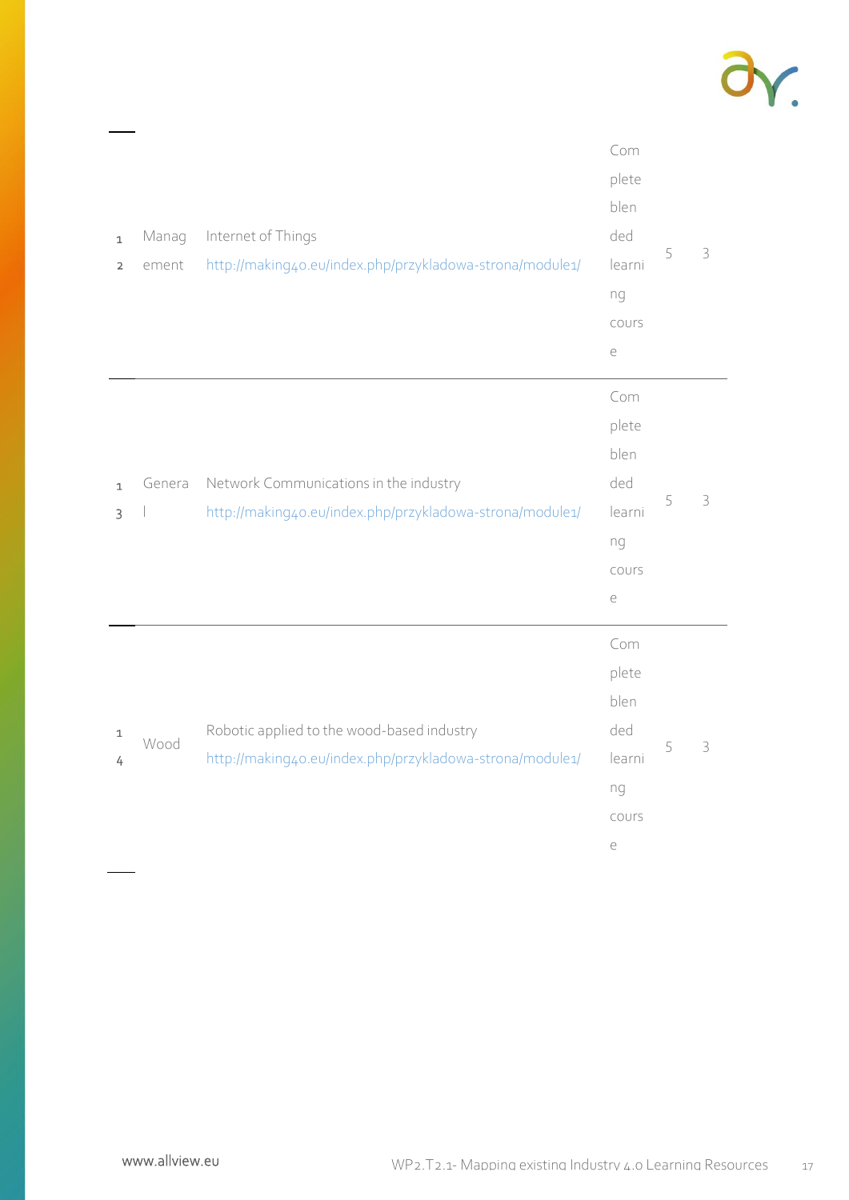| | | | | | |
|---|---|---|---|---|---|
| 12 | Management | Internet of Things http://making40.eu/index.php/przykladowa-strona/module1/ | Complete blended learning course | 5 | 3 |
| 13 | General | Network Communications in the industry http://making40.eu/index.php/przykladowa-strona/module1/ | Complete blended learning course | 5 | 3 |
| 14 | Wood | Robotic applied to the wood-based industry http://making40.eu/index.php/przykladowa-strona/module1/ | Complete blended learning course | 5 | 3 |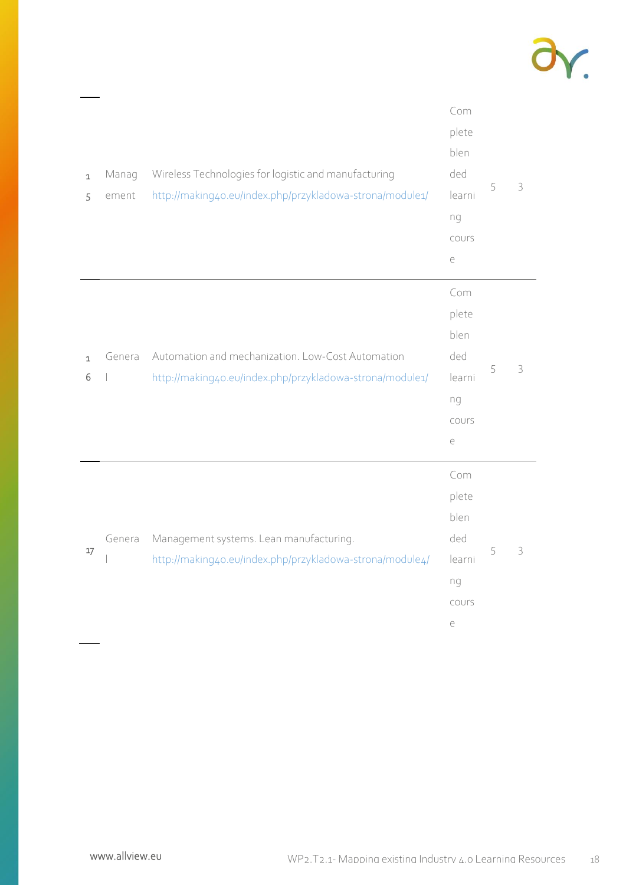| | | | | | |
|---|---|---|---|---|---|
| 15 | Management | Wireless Technologies for logistic and manufacturing http://making40.eu/index.php/przykladowa-strona/module1/ | Complete blended learning course | 5 | 3 |
| 16 | General | Automation and mechanization. Low-Cost Automation http://making40.eu/index.php/przykladowa-strona/module1/ | Complete blended learning course | 5 | 3 |
| 17 | General | Management systems. Lean manufacturing. http://making40.eu/index.php/przykladowa-strona/module4/ | Complete blended learning course | 5 | 3 |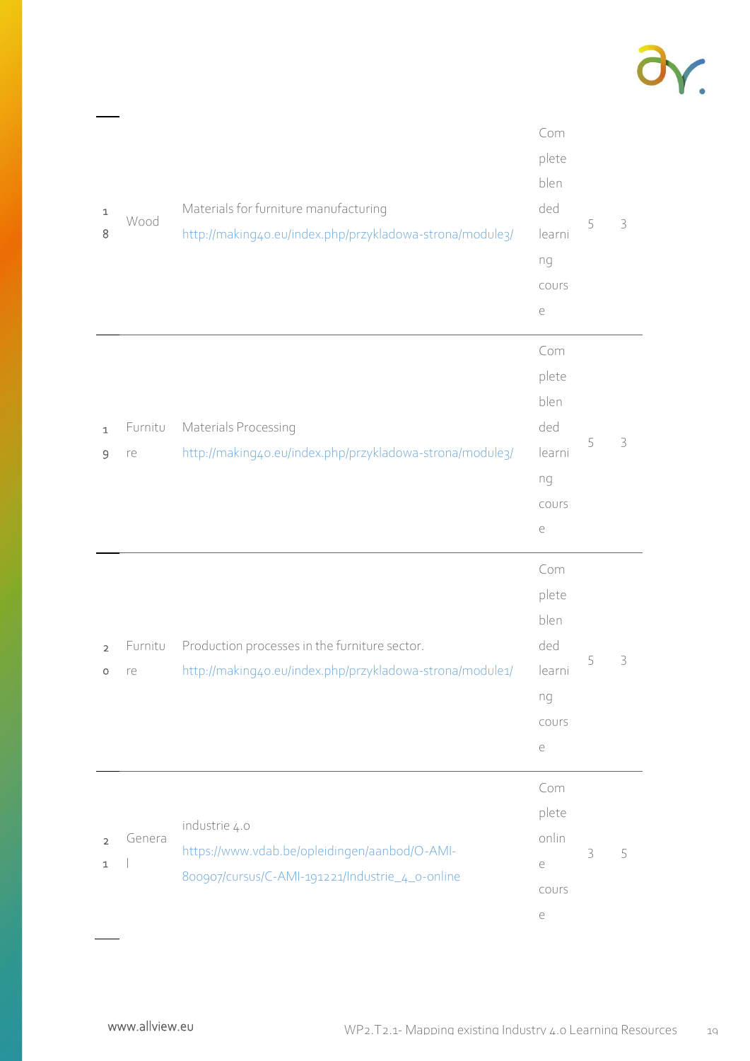| | | | | | |
|---|---|---|---|---|---|
| 18 | Wood | Materials for furniture manufacturing http://making40.eu/index.php/przykladowa-strona/module3/ | Complete blended learning course | 5 | 3 |
| 19 | Furniture | Materials Processing http://making40.eu/index.php/przykladowa-strona/module3/ | Complete blended learning course | 5 | 3 |
| 20 | Furniture | Production processes in the furniture sector. http://making40.eu/index.php/przykladowa-strona/module1/ | Complete blended learning course | 5 | 3 |
| 21 | General | industrie 4.0 https://www.vdab.be/opleidingen/aanbod/O-AMI-800907/cursus/C-AMI-191221/Industrie_4_0-online | Complete online course | 3 | 5 |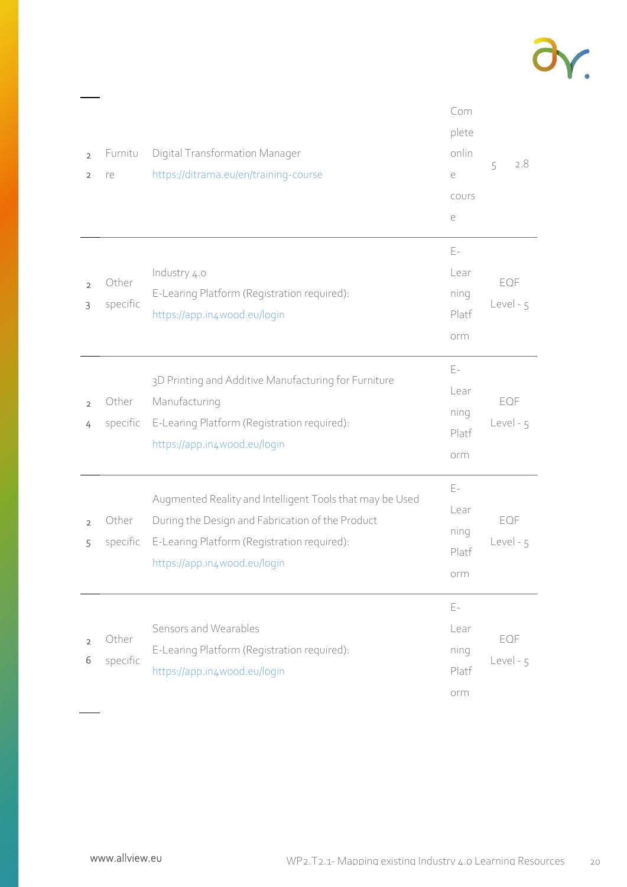| | | | | | |
|---|---|---|---|---|---|
| 22 | Furniture | Digital Transformation Manager https://ditrama.eu/en/training-course | Complete online course | 5 | 2.8 |
| 23 | Other specific | Industry 4.0 E-Learing Platform (Registration required): https://app.in4wood.eu/login | E-Learning Platform | EQF Level - 5 | |
| 24 | Other specific | 3D Printing and Additive Manufacturing for Furniture Manufacturing E-Learing Platform (Registration required): https://app.in4wood.eu/login | E-Learning Platform | EQF Level - 5 | |
| 25 | Other specific | Augmented Reality and Intelligent Tools that may be Used During the Design and Fabrication of the Product E-Learing Platform (Registration required): https://app.in4wood.eu/login | E-Learning Platform | EQF Level - 5 | |
| 26 | Other specific | Sensors and Wearables E-Learing Platform (Registration required): https://app.in4wood.eu/login | E-Learning Platform | EQF Level - 5 | |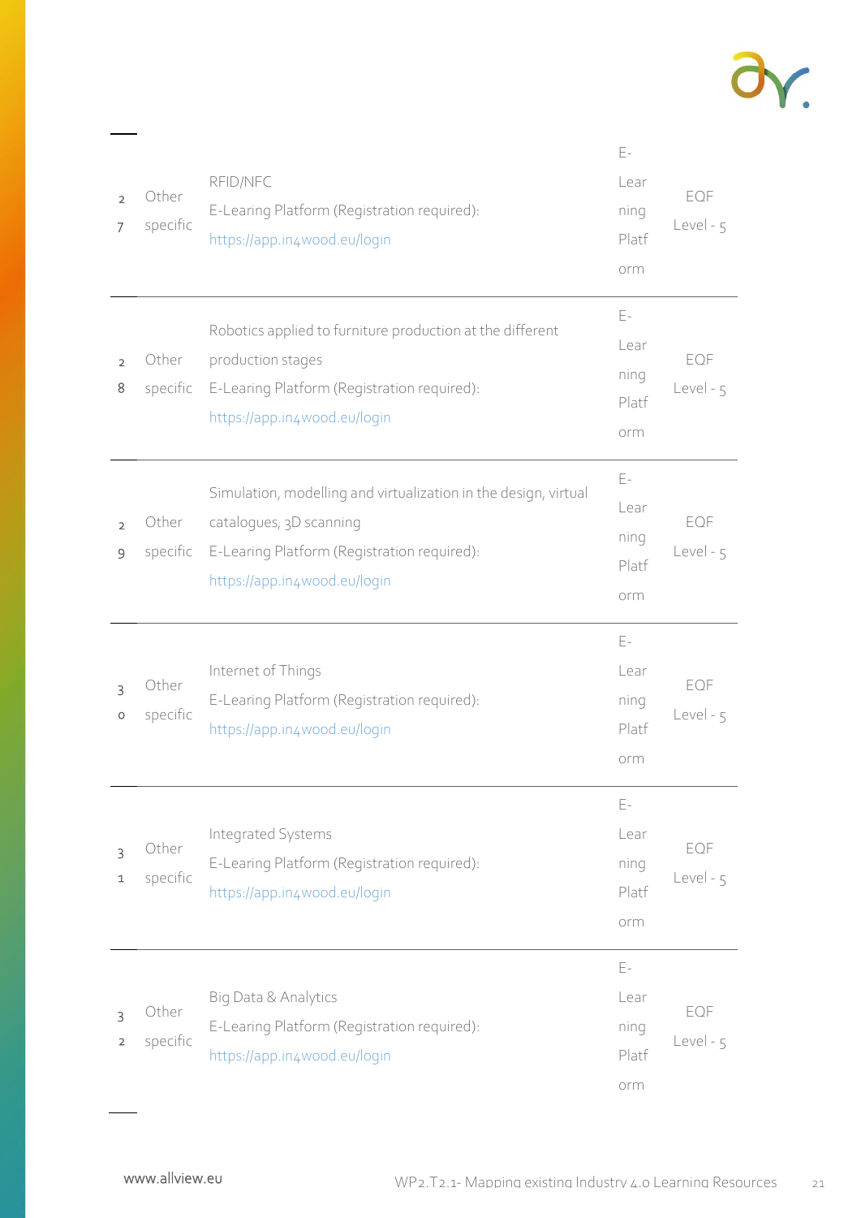| | | | | |
|---|---|---|---|---|
| 27 | Other specific | RFID/NFC<br>E-Learing Platform (Registration required):<br>https://app.in4wood.eu/login | E-Learning Platform | EQF Level - 5 |
| 28 | Other specific | Robotics applied to furniture production at the different production stages<br>E-Learing Platform (Registration required):<br>https://app.in4wood.eu/login | E-Learning Platform | EQF Level - 5 |
| 29 | Other specific | Simulation, modelling and virtualization in the design, virtual catalogues, 3D scanning<br>E-Learing Platform (Registration required):<br>https://app.in4wood.eu/login | E-Learning Platform | EQF Level - 5 |
| 30 | Other specific | Internet of Things<br>E-Learing Platform (Registration required):<br>https://app.in4wood.eu/login | E-Learning Platform | EQF Level - 5 |
| 31 | Other specific | Integrated Systems<br>E-Learing Platform (Registration required):<br>https://app.in4wood.eu/login | E-Learning Platform | EQF Level - 5 |
| 32 | Other specific | Big Data & Analytics<br>E-Learing Platform (Registration required):<br>https://app.in4wood.eu/login | E-Learning Platform | EQF Level - 5 |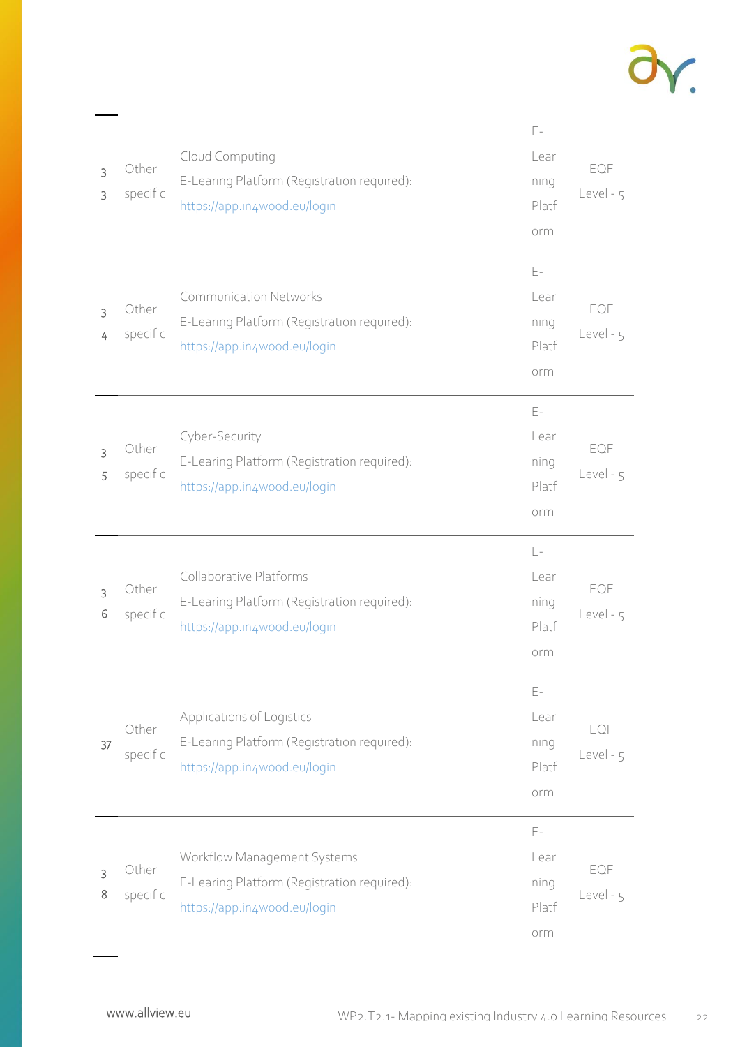| | | | | |
|---|---|---|---|---|
| 33 | Other specific | Cloud Computing<br>E-Learing Platform (Registration required):<br>https://app.in4wood.eu/login | E-Learning Platform | EQF Level - 5 |
| 34 | Other specific | Communication Networks<br>E-Learing Platform (Registration required):<br>https://app.in4wood.eu/login | E-Learning Platform | EQF Level - 5 |
| 35 | Other specific | Cyber-Security<br>E-Learing Platform (Registration required):<br>https://app.in4wood.eu/login | E-Learning Platform | EQF Level - 5 |
| 36 | Other specific | Collaborative Platforms<br>E-Learing Platform (Registration required):<br>https://app.in4wood.eu/login | E-Learning Platform | EQF Level - 5 |
| 37 | Other specific | Applications of Logistics<br>E-Learing Platform (Registration required):<br>https://app.in4wood.eu/login | E-Learning Platform | EQF Level - 5 |
| 38 | Other specific | Workflow Management Systems<br>E-Learing Platform (Registration required):<br>https://app.in4wood.eu/login | E-Learning Platform | EQF Level - 5 |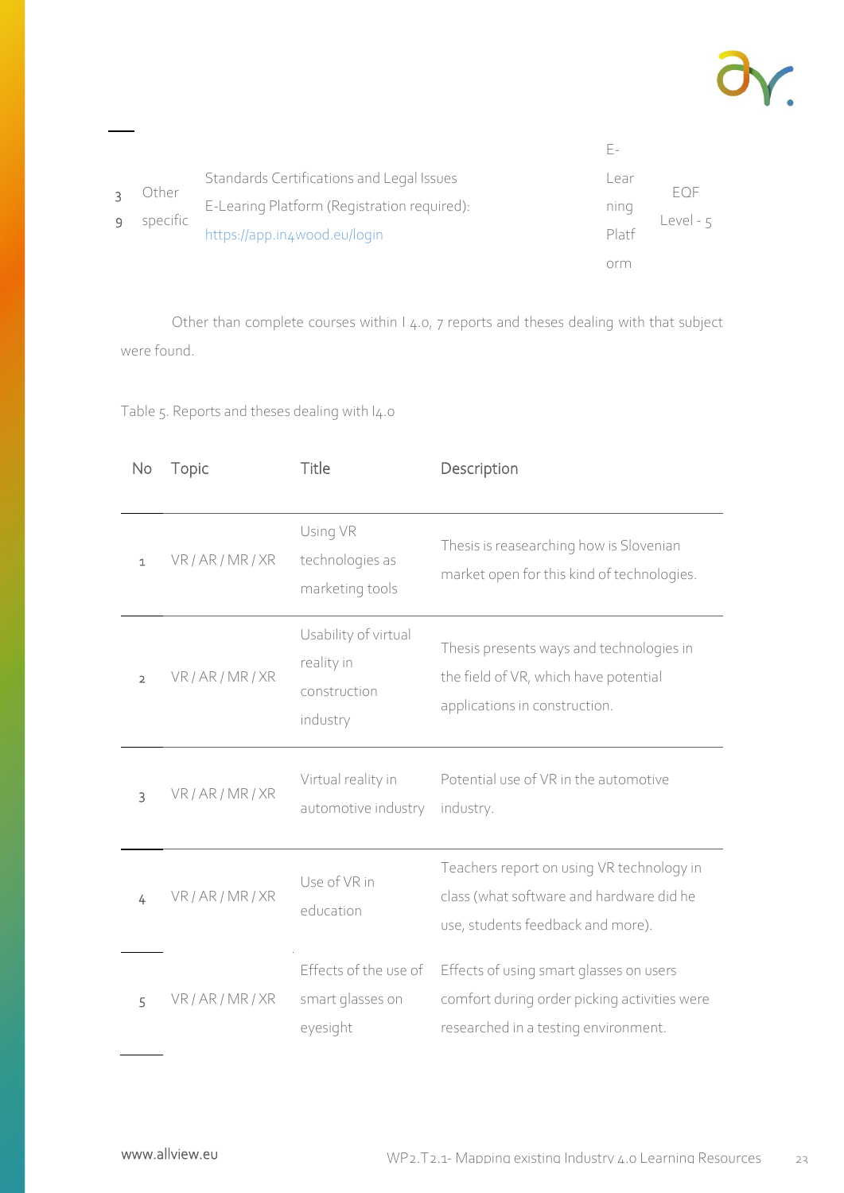| 39 | Other specific | Standards Certifications and Legal Issues<br>E-Learing Platform (Registration required):<br>https://app.in4wood.eu/login | E-Learning Platform | EQF Level - 5 |
|---|---|---|---|---|

Other than complete courses within I 4.0, 7 reports and theses dealing with that subject were found.

Table 5. Reports and theses dealing with I4.0

| No | Topic | Title | Description |
|---|---|---|---|
| 1 | VR / AR / MR / XR | Using VR technologies as marketing tools | Thesis is reasearching how is Slovenian market open for this kind of technologies. |
| 2 | VR / AR / MR / XR | Usability of virtual reality in construction industry | Thesis presents ways and technologies in the field of VR, which have potential applications in construction. |
| 3 | VR / AR / MR / XR | Virtual reality in automotive industry | Potential use of VR in the automotive industry. |
| 4 | VR / AR / MR / XR | Use of VR in education | Teachers report on using VR technology in class (what software and hardware did he use, students feedback and more). |
| 5 | VR / AR / MR / XR | Effects of the use of smart glasses on eyesight | Effects of using smart glasses on users comfort during order picking activities were researched in a testing environment. |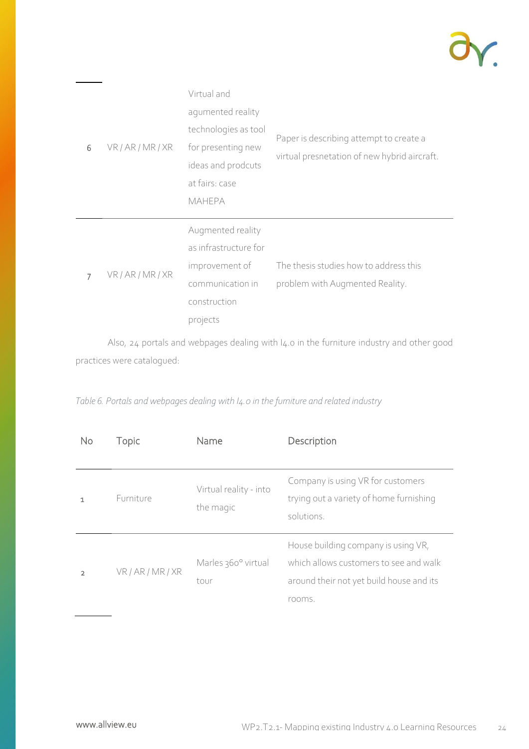| No | Topic | Name | Description |
|---|---|---|---|
| 6 | VR / AR / MR / XR | Virtual and agumented reality technologies as tool for presenting new ideas and prodcuts at fairs: case MAHEPA | Paper is describing attempt to create a virtual presnetation of new hybrid aircraft. |
| 7 | VR / AR / MR / XR | Augmented reality as infrastructure for improvement of communication in construction projects | The thesis studies how to address this problem with Augmented Reality. |

Also, 24 portals and webpages dealing with I4.0 in the furniture industry and other good practices were catalogued:

*Table 6. Portals and webpages dealing with I4.0 in the furniture and related industry*

| No | Topic | Name | Description |
|---|---|---|---|
| 1 | Furniture | Virtual reality - into the magic | Company is using VR for customers trying out a variety of home furnishing solutions. |
| 2 | VR / AR / MR / XR | Marles 360° virtual tour | House building company is using VR, which allows customers to see and walk around their not yet build house and its rooms. |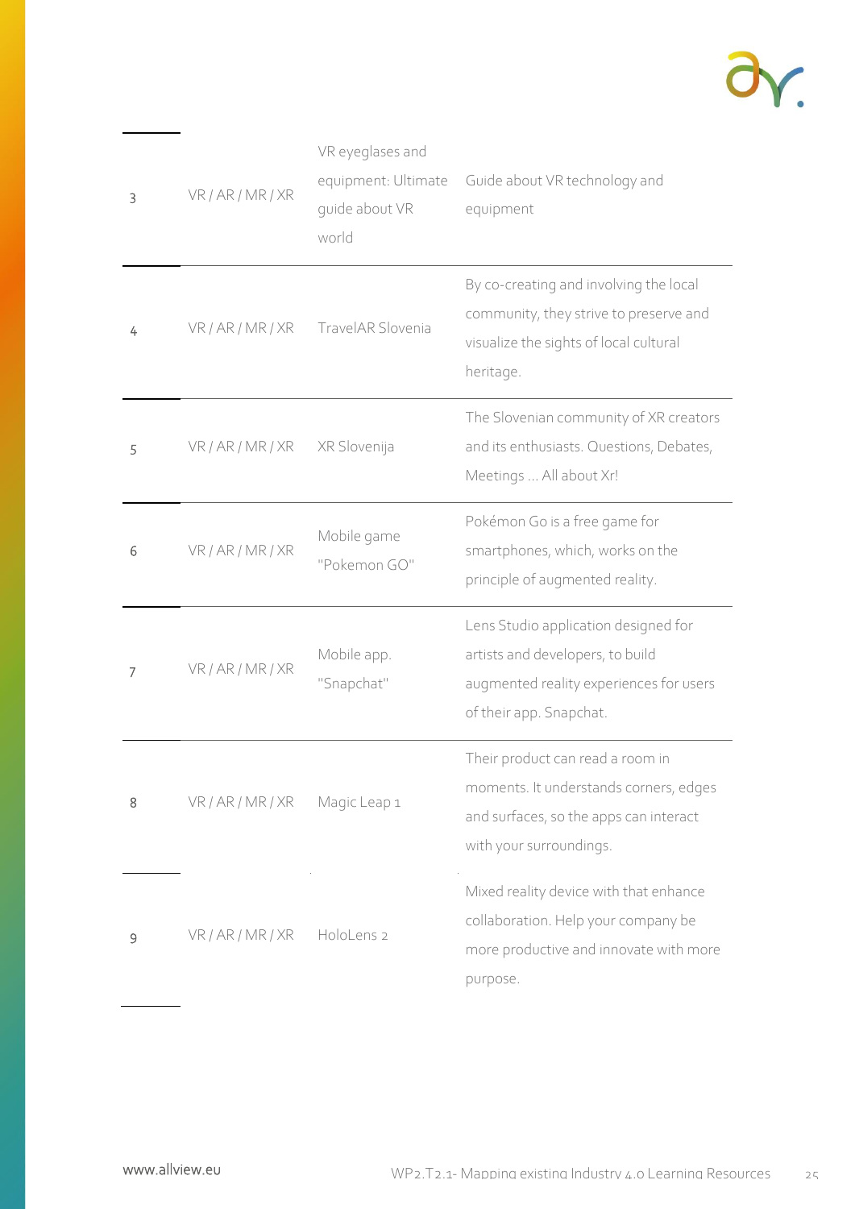| | | | |
|---|---|---|---|
| 3 | VR / AR / MR / XR | VR eyeglases and equipment: Ultimate guide about VR world | Guide about VR technology and equipment |
| 4 | VR / AR / MR / XR | TravelAR Slovenia | By co-creating and involving the local community, they strive to preserve and visualize the sights of local cultural heritage. |
| 5 | VR / AR / MR / XR | XR Slovenija | The Slovenian community of XR creators and its enthusiasts. Questions, Debates, Meetings ... All about Xr! |
| 6 | VR / AR / MR / XR | Mobile game "Pokemon GO" | Pokémon Go is a free game for smartphones, which works on the principle of augmented reality. |
| 7 | VR / AR / MR / XR | Mobile app. "Snapchat" | Lens Studio application designed for artists and developers, to build augmented reality experiences for users of their app. Snapchat. |
| 8 | VR / AR / MR / XR | Magic Leap 1 | Their product can read a room in moments. It understands corners, edges and surfaces, so the apps can interact with your surroundings. |
| 9 | VR / AR / MR / XR | HoloLens 2 | Mixed reality device with that enhance collaboration. Help your company be more productive and innovate with more purpose. |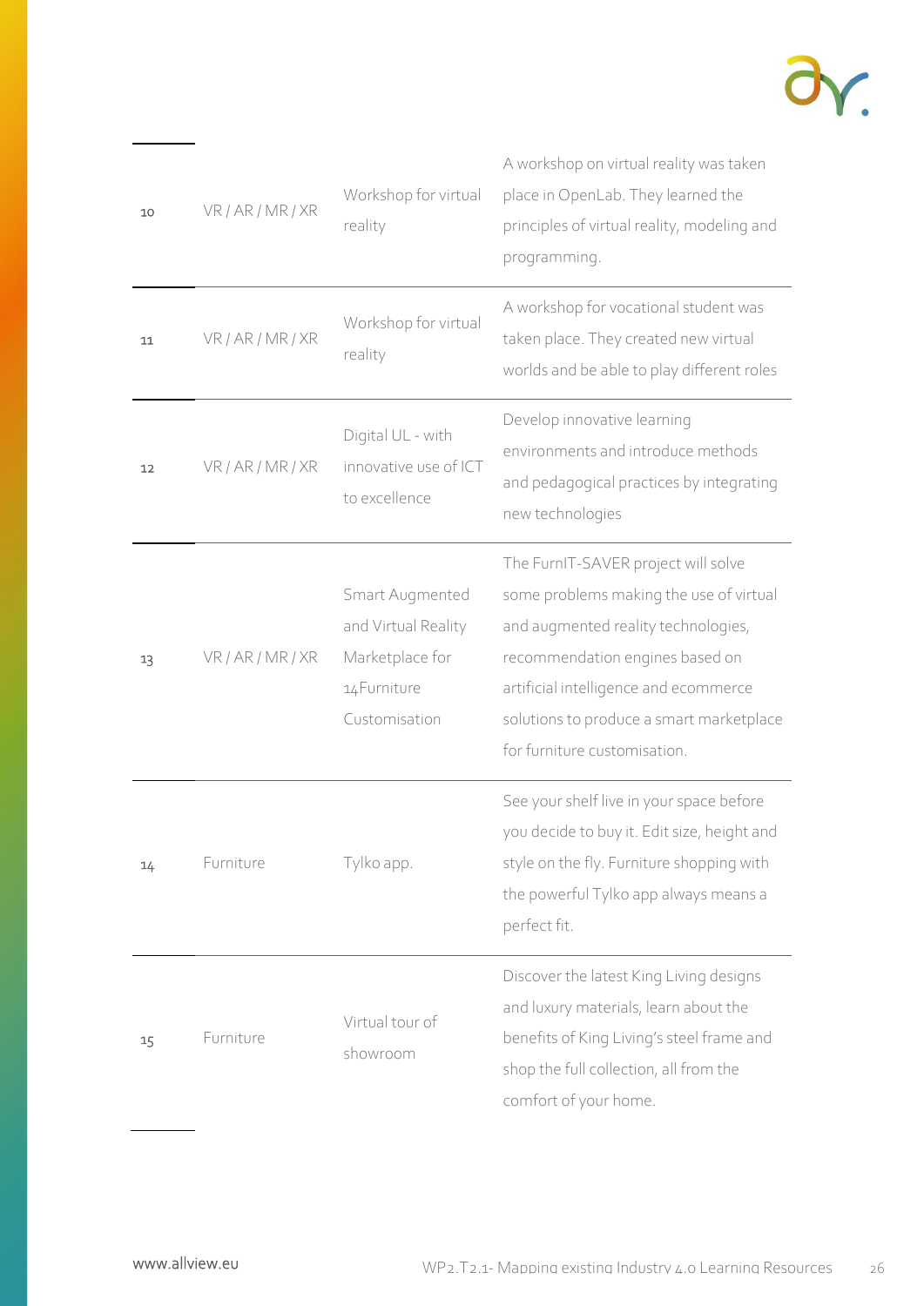| | | | |
|---|---|---|---|
| 10 | VR / AR / MR / XR | Workshop for virtual reality | A workshop on virtual reality was taken place in OpenLab. They learned the principles of virtual reality, modeling and programming. |
| 11 | VR / AR / MR / XR | Workshop for virtual reality | A workshop for vocational student was taken place. They created new virtual worlds and be able to play different roles |
| 12 | VR / AR / MR / XR | Digital UL - with innovative use of ICT to excellence | Develop innovative learning environments and introduce methods and pedagogical practices by integrating new technologies |
| 13 | VR / AR / MR / XR | Smart Augmented and Virtual Reality Marketplace for 14Furniture Customisation | The FurnIT-SAVER project will solve some problems making the use of virtual and augmented reality technologies, recommendation engines based on artificial intelligence and ecommerce solutions to produce a smart marketplace for furniture customisation. |
| 14 | Furniture | Tylko app. | See your shelf live in your space before you decide to buy it. Edit size, height and style on the fly. Furniture shopping with the powerful Tylko app always means a perfect fit. |
| 15 | Furniture | Virtual tour of showroom | Discover the latest King Living designs and luxury materials, learn about the benefits of King Living's steel frame and shop the full collection, all from the comfort of your home. |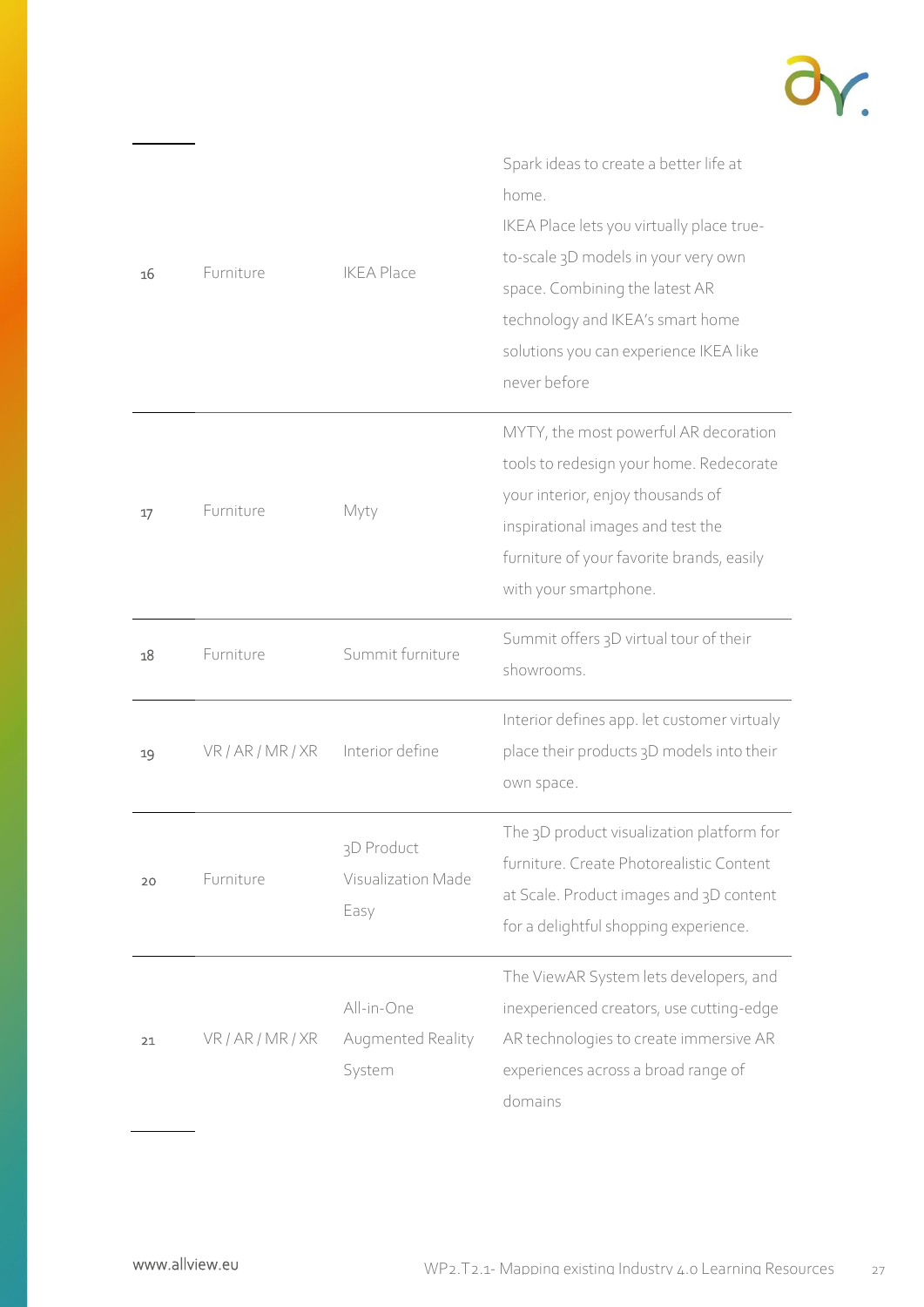| | | | |
|---|---|---|---|
| 16 | Furniture | IKEA Place | Spark ideas to create a better life at home. IKEA Place lets you virtually place true-to-scale 3D models in your very own space. Combining the latest AR technology and IKEA's smart home solutions you can experience IKEA like never before |
| 17 | Furniture | Myty | MYTY, the most powerful AR decoration tools to redesign your home. Redecorate your interior, enjoy thousands of inspirational images and test the furniture of your favorite brands, easily with your smartphone. |
| 18 | Furniture | Summit furniture | Summit offers 3D virtual tour of their showrooms. |
| 19 | VR / AR / MR / XR | Interior define | Interior defines app. let customer virtualy place their products 3D models into their own space. |
| 20 | Furniture | 3D Product Visualization Made Easy | The 3D product visualization platform for furniture. Create Photorealistic Content at Scale. Product images and 3D content for a delightful shopping experience. |
| 21 | VR / AR / MR / XR | All-in-One Augmented Reality System | The ViewAR System lets developers, and inexperienced creators, use cutting-edge AR technologies to create immersive AR experiences across a broad range of domains |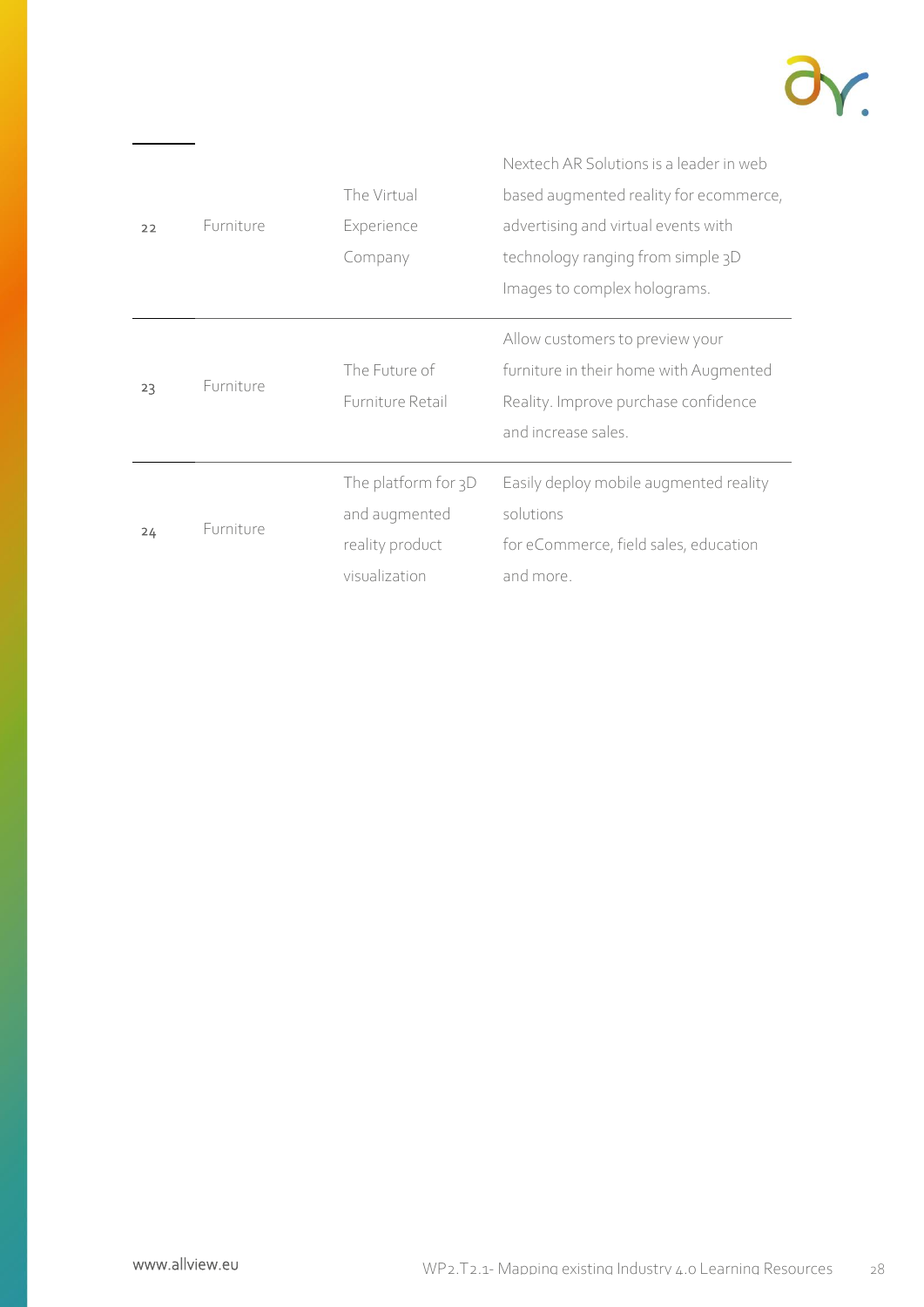| | | | |
|---|---|---|---|
| 22 | Furniture | The Virtual Experience Company | Nextech AR Solutions is a leader in web based augmented reality for ecommerce, advertising and virtual events with technology ranging from simple 3D Images to complex holograms. |
| 23 | Furniture | The Future of Furniture Retail | Allow customers to preview your furniture in their home with Augmented Reality. Improve purchase confidence and increase sales. |
| 24 | Furniture | The platform for 3D and augmented reality product visualization | Easily deploy mobile augmented reality solutions for eCommerce, field sales, education and more. |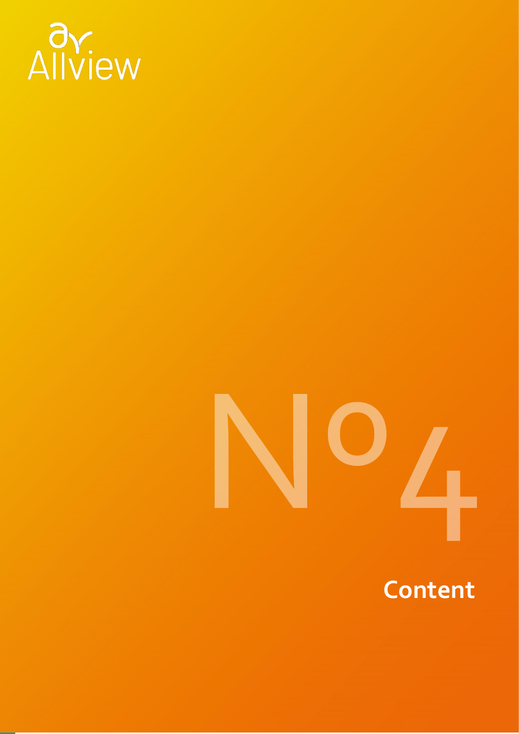Allview

# Nº4

## Content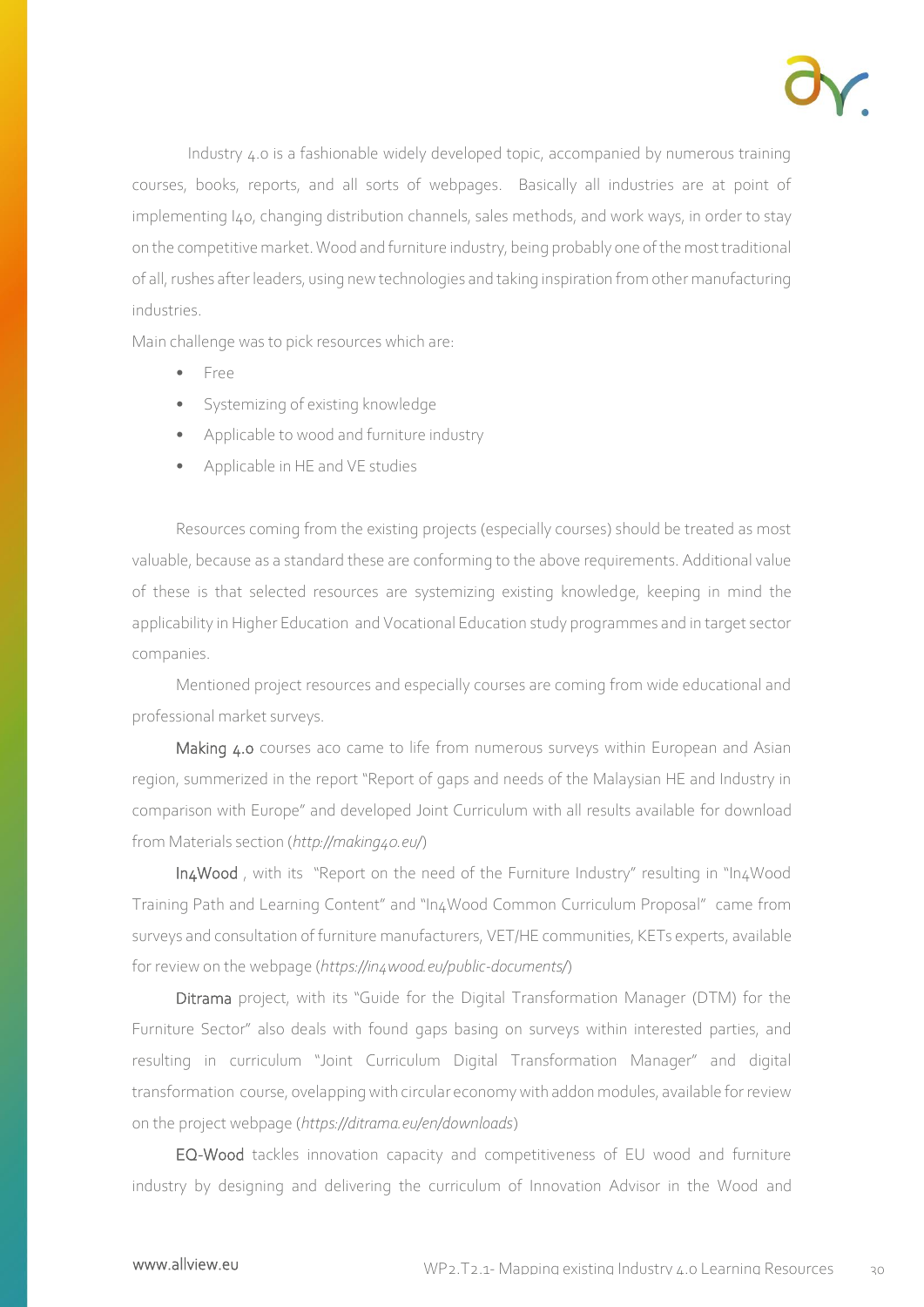Industry 4.0 is a fashionable widely developed topic, accompanied by numerous training courses, books, reports, and all sorts of webpages. Basically all industries are at point of implementing I40, changing distribution channels, sales methods, and work ways, in order to stay on the competitive market. Wood and furniture industry, being probably one of the most traditional of all, rushes after leaders, using new technologies and taking inspiration from other manufacturing industries.

Main challenge was to pick resources which are:

- Free
- Systemizing of existing knowledge
- Applicable to wood and furniture industry
- Applicable in HE and VE studies

Resources coming from the existing projects (especially courses) should be treated as most valuable, because as a standard these are conforming to the above requirements. Additional value of these is that selected resources are systemizing existing knowledge, keeping in mind the applicability in Higher Education and Vocational Education study programmes and in target sector companies.

Mentioned project resources and especially courses are coming from wide educational and professional market surveys.

Making 4.0 courses aco came to life from numerous surveys within European and Asian region, summerized in the report "Report of gaps and needs of the Malaysian HE and Industry in comparison with Europe" and developed Joint Curriculum with all results available for download from Materials section (*http://making40.eu/*)

In4Wood , with its "Report on the need of the Furniture Industry" resulting in "In4Wood Training Path and Learning Content" and "In4Wood Common Curriculum Proposal" came from surveys and consultation of furniture manufacturers, VET/HE communities, KETs experts, available for review on the webpage (*https://in4wood.eu/public-documents/*)

Ditrama project, with its "Guide for the Digital Transformation Manager (DTM) for the Furniture Sector" also deals with found gaps basing on surveys within interested parties, and resulting in curriculum "Joint Curriculum Digital Transformation Manager" and digital transformation course, ovelapping with circular economy with addon modules, available for review on the project webpage (*https://ditrama.eu/en/downloads*)

EQ-Wood tackles innovation capacity and competitiveness of EU wood and furniture industry by designing and delivering the curriculum of Innovation Advisor in the Wood and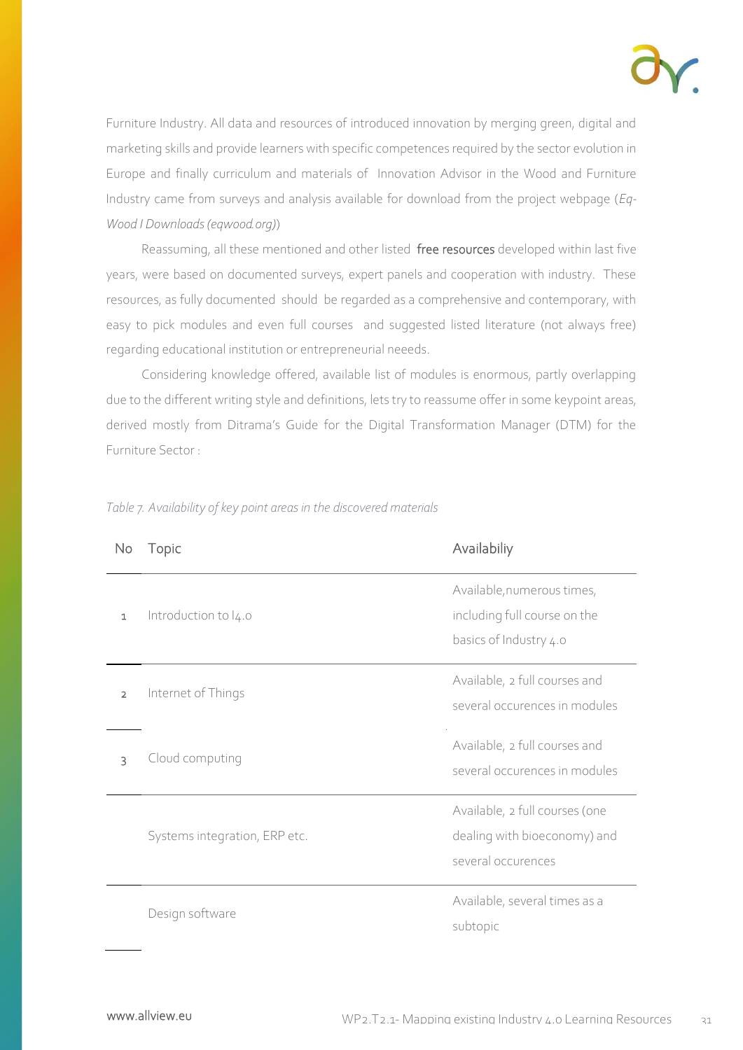Furniture Industry. All data and resources of introduced innovation by merging green, digital and marketing skills and provide learners with specific competences required by the sector evolution in Europe and finally curriculum and materials of Innovation Advisor in the Wood and Furniture Industry came from surveys and analysis available for download from the project webpage (*Eq-Wood I Downloads (eqwood.org)*)

Reassuming, all these mentioned and other listed free resources developed within last five years, were based on documented surveys, expert panels and cooperation with industry. These resources, as fully documented should be regarded as a comprehensive and contemporary, with easy to pick modules and even full courses and suggested listed literature (not always free) regarding educational institution or entrepreneurial neeeds.

Considering knowledge offered, available list of modules is enormous, partly overlapping due to the different writing style and definitions, lets try to reassume offer in some keypoint areas, derived mostly from Ditrama's Guide for the Digital Transformation Manager (DTM) for the Furniture Sector :

*Table 7. Availability of key point areas in the discovered materials*

| No | Topic | Availabiliy |
|---|---|---|
| 1 | Introduction to I4.0 | Available,numerous times, including full course on the basics of Industry 4.0 |
| 2 | Internet of Things | Available, 2 full courses and several occurences in modules |
| 3 | Cloud computing | Available, 2 full courses and several occurences in modules |
| | Systems integration, ERP etc. | Available, 2 full courses (one dealing with bioeconomy) and several occurences |
| | Design software | Available, several times as a subtopic |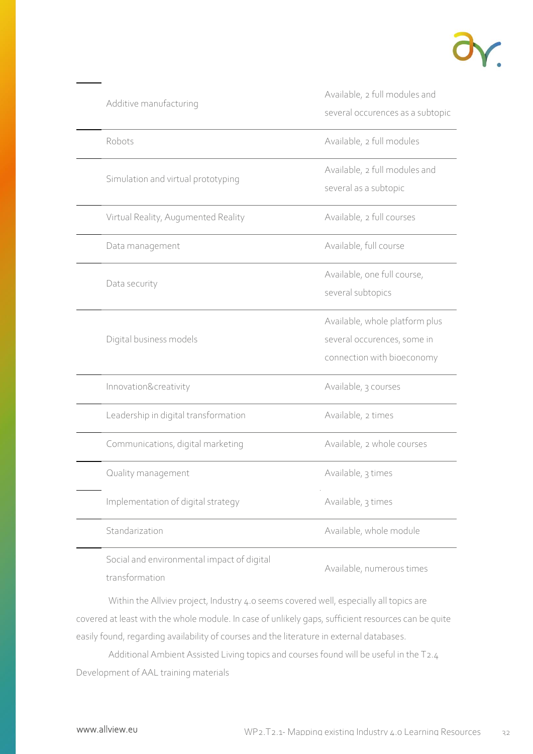| | |
|---|---|
| Additive manufacturing | Available, 2 full modules and several occurences as a subtopic |
| Robots | Available, 2 full modules |
| Simulation and virtual prototyping | Available, 2 full modules and several as a subtopic |
| Virtual Reality, Augumented Reality | Available, 2 full courses |
| Data management | Available, full course |
| Data security | Available, one full course, several subtopics |
| Digital business models | Available, whole platform plus several occurences, some in connection with bioeconomy |
| Innovation&creativity | Available, 3 courses |
| Leadership in digital transformation | Available, 2 times |
| Communications, digital marketing | Available, 2 whole courses |
| Quality management | Available, 3 times |
| Implementation of digital strategy | Available, 3 times |
| Standarization | Available, whole module |
| Social and environmental impact of digital transformation | Available, numerous times |

Within the Allviev project, Industry 4.0 seems covered well, especially all topics are covered at least with the whole module. In case of unlikely gaps, sufficient resources can be quite easily found, regarding availability of courses and the literature in external databases.

Additional Ambient Assisted Living topics and courses found will be useful in the T2.4 Development of AAL training materials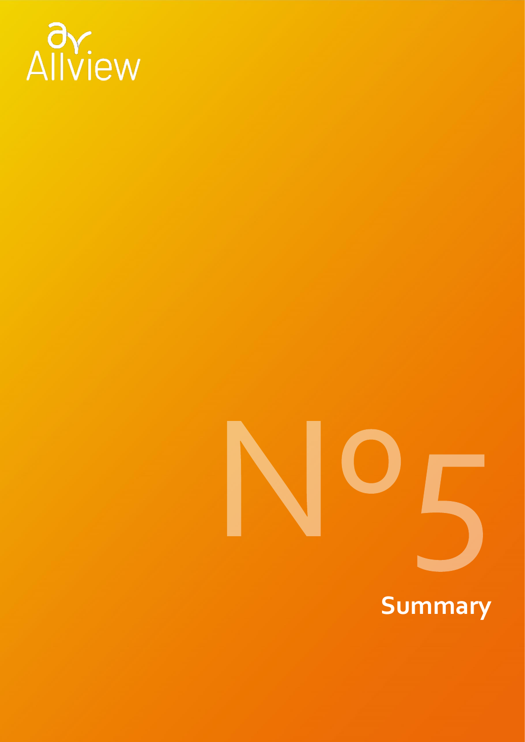Allview

# Nº5

## Summary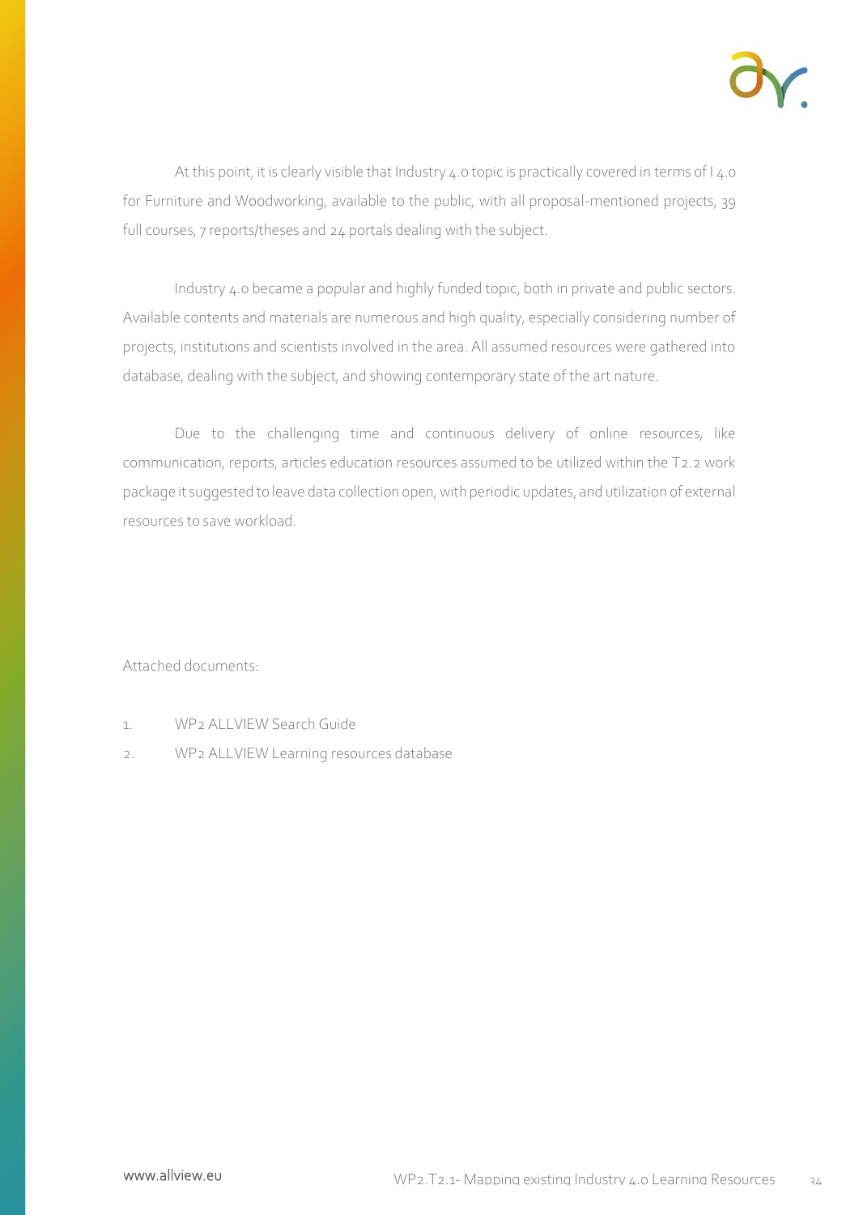At this point, it is clearly visible that Industry 4.0 topic is practically covered in terms of I 4.0 for Furniture and Woodworking, available to the public, with all proposal-mentioned projects, 39 full courses, 7 reports/theses and 24 portals dealing with the subject.

Industry 4.0 became a popular and highly funded topic, both in private and public sectors. Available contents and materials are numerous and high quality, especially considering number of projects, institutions and scientists involved in the area. All assumed resources were gathered into database, dealing with the subject, and showing contemporary state of the art nature.

Due to the challenging time and continuous delivery of online resources, like communication, reports, articles education resources assumed to be utilized within the T2.2 work package it suggested to leave data collection open, with periodic updates, and utilization of external resources to save workload.

Attached documents:

1. WP2 ALLVIEW Search Guide
2. WP2 ALLVIEW Learning resources database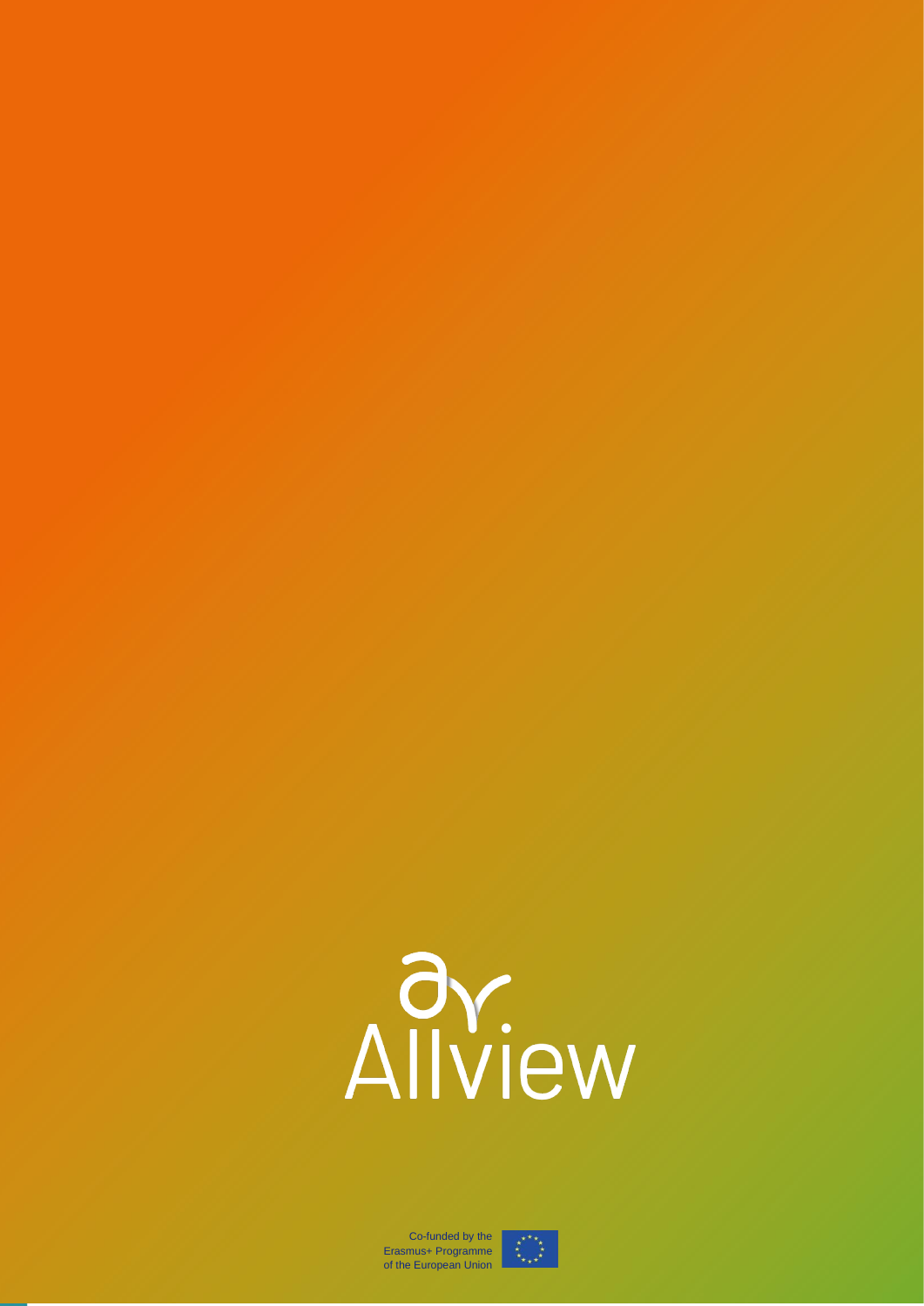Allview

Co-funded by the
Erasmus+ Programme
of the European Union